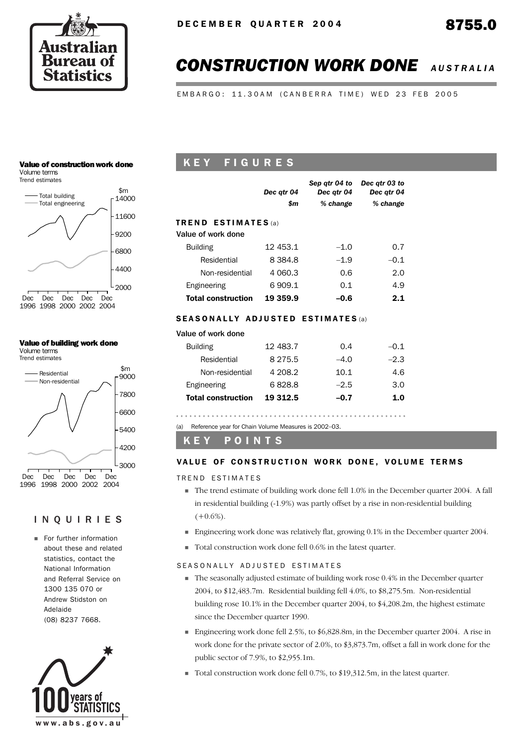DECEMBER QUARTER 2004

8755.0

# CONSTRUCTION WORK DONE AUSTRALIA

EMBARGO: 11.30AM (CANBERRA TIME) WED 23 FEB 2005

## KEY FIGURES

| | Dec qtr 04 | Sep qtr 04 to Dec qtr 04 | Dec qtr 03 to Dec qtr 04 |
|---|---|---|---|
| | $m | % change | % change |
| **TREND ESTIMATES** (a) | | | |
| Value of work done | | | |
| Building | 12 453.1 | –1.0 | 0.7 |
| Residential | 8 384.8 | –1.9 | –0.1 |
| Non-residential | 4 060.3 | 0.6 | 2.0 |
| Engineering | 6 909.1 | 0.1 | 4.9 |
| **Total construction** | **19 359.9** | **–0.6** | **2.1** |
| **SEASONALLY ADJUSTED ESTIMATES** (a) | | | |
| Value of work done | | | |
| Building | 12 483.7 | 0.4 | –0.1 |
| Residential | 8 275.5 | –4.0 | –2.3 |
| Non-residential | 4 208.2 | 10.1 | 4.6 |
| Engineering | 6 828.8 | –2.5 | 3.0 |
| **Total construction** | **19 312.5** | **–0.7** | **1.0** |

(a) Reference year for Chain Volume Measures is 2002–03.

## KEY POINTS

### VALUE OF CONSTRUCTION WORK DONE, VOLUME TERMS

TREND ESTIMATES

- The trend estimate of building work done fell 1.0% in the December quarter 2004. A fall in residential building (-1.9%) was partly offset by a rise in non-residential building (+0.6%).
- Engineering work done was relatively flat, growing 0.1% in the December quarter 2004.
- Total construction work done fell 0.6% in the latest quarter.

SEASONALLY ADJUSTED ESTIMATES

- The seasonally adjusted estimate of building work rose 0.4% in the December quarter 2004, to $12,483.7m. Residential building fell 4.0%, to $8,275.5m. Non-residential building rose 10.1% in the December quarter 2004, to $4,208.2m, the highest estimate since the December quarter 1990.
- Engineering work done fell 2.5%, to $6,828.8m, in the December quarter 2004. A rise in work done for the private sector of 2.0%, to $3,873.7m, offset a fall in work done for the public sector of 7.9%, to $2,955.1m.
- Total construction work done fell 0.7%, to $19,312.5m, in the latest quarter.

**Value of construction work done**
Volume terms
Trend estimates

**Value of building work done**
Volume terms
Trend estimates

## INQUIRIES

- For further information about these and related statistics, contact the National Information and Referral Service on 1300 135 070 or Andrew Stidston on Adelaide (08) 8237 7668.

www.abs.gov.au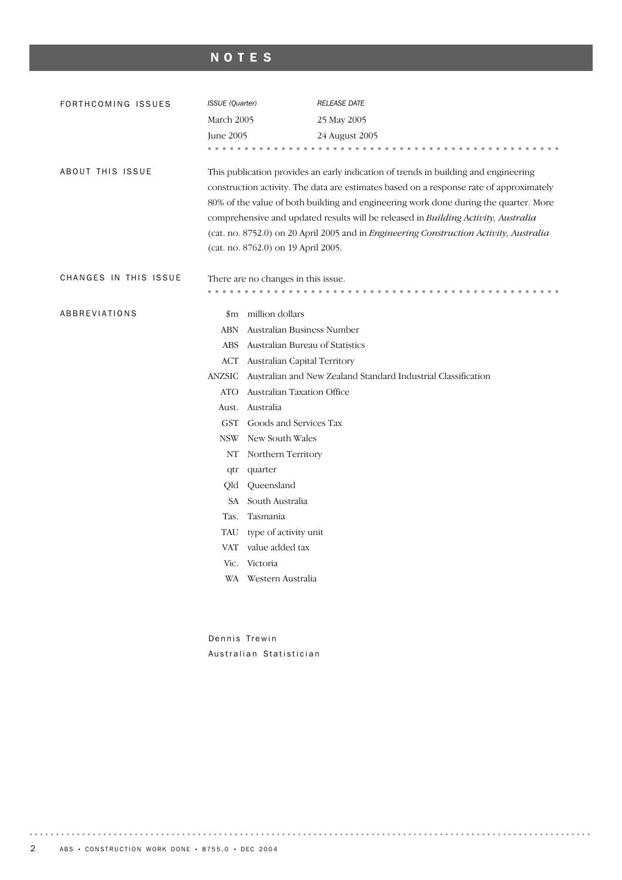# NOTES

## FORTHCOMING ISSUES

| *ISSUE (Quarter)* | *RELEASE DATE* |
|---|---|
| March 2005 | 25 May 2005 |
| June 2005 | 24 August 2005 |

## ABOUT THIS ISSUE

This publication provides an early indication of trends in building and engineering construction activity. The data are estimates based on a response rate of approximately 80% of the value of both building and engineering work done during the quarter. More comprehensive and updated results will be released in *Building Activity, Australia* (cat. no. 8752.0) on 20 April 2005 and in *Engineering Construction Activity, Australia* (cat. no. 8762.0) on 19 April 2005.

## CHANGES IN THIS ISSUE

There are no changes in this issue.

## ABBREVIATIONS

| | |
|---|---|
| $m | million dollars |
| ABN | Australian Business Number |
| ABS | Australian Bureau of Statistics |
| ACT | Australian Capital Territory |
| ANZSIC | Australian and New Zealand Standard Industrial Classification |
| ATO | Australian Taxation Office |
| Aust. | Australia |
| GST | Goods and Services Tax |
| NSW | New South Wales |
| NT | Northern Territory |
| qtr | quarter |
| Qld | Queensland |
| SA | South Australia |
| Tas. | Tasmania |
| TAU | type of activity unit |
| VAT | value added tax |
| Vic. | Victoria |
| WA | Western Australia |

Dennis Trewin
Australian Statistician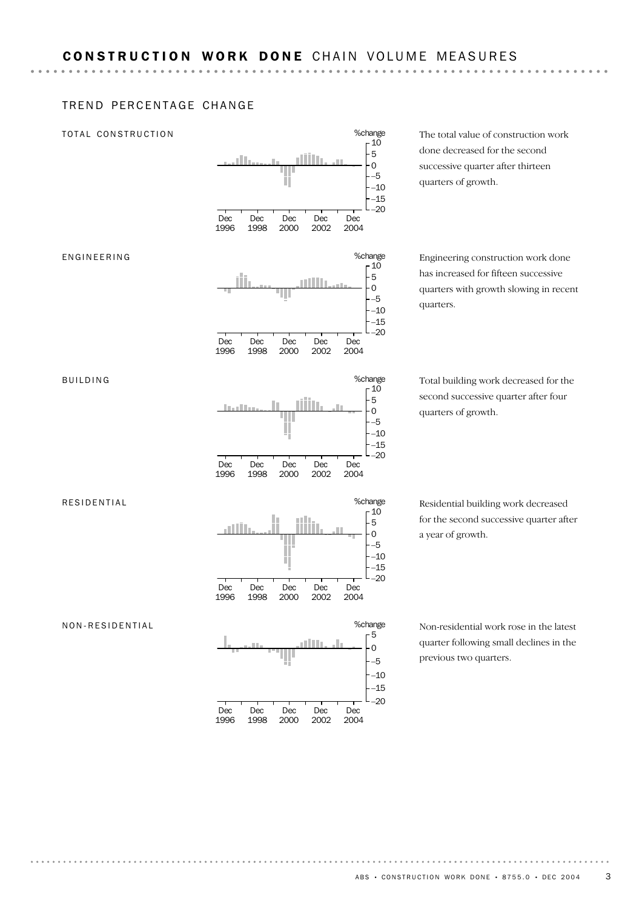## CONSTRUCTION WORK DONE CHAIN VOLUME MEASURES

### TREND PERCENTAGE CHANGE

TOTAL CONSTRUCTION

The total value of construction work done decreased for the second successive quarter after thirteen quarters of growth.

ENGINEERING

Engineering construction work done has increased for fifteen successive quarters with growth slowing in recent quarters.

BUILDING

Total building work decreased for the second successive quarter after four quarters of growth.

RESIDENTIAL

Residential building work decreased for the second successive quarter after a year of growth.

NON-RESIDENTIAL

Non-residential work rose in the latest quarter following small declines in the previous two quarters.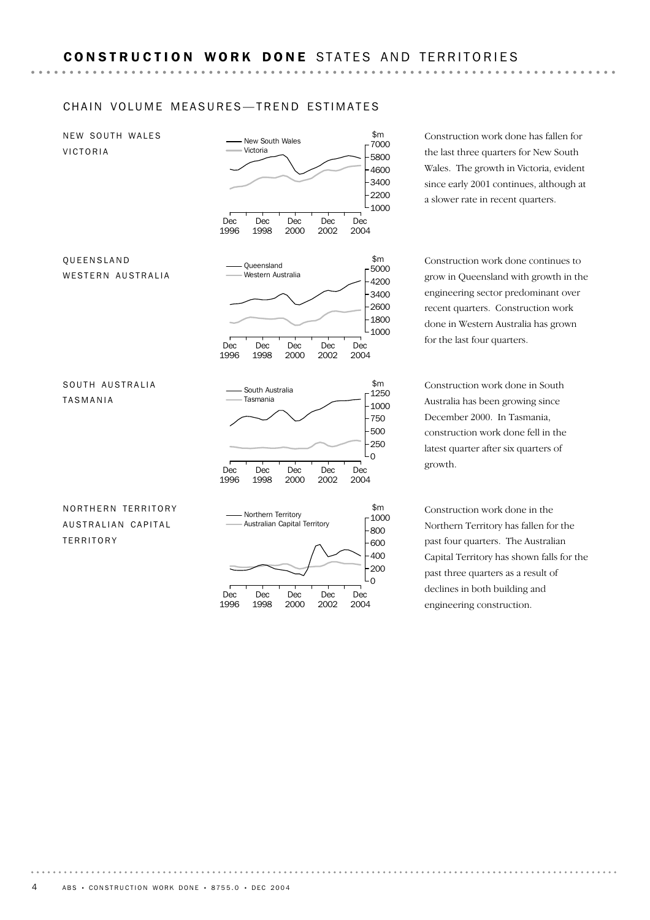# CONSTRUCTION WORK DONE STATES AND TERRITORIES

## CHAIN VOLUME MEASURES—TREND ESTIMATES

### NEW SOUTH WALES
### VICTORIA

Construction work done has fallen for the last three quarters for New South Wales. The growth in Victoria, evident since early 2001 continues, although at a slower rate in recent quarters.

### QUEENSLAND
### WESTERN AUSTRALIA

Construction work done continues to grow in Queensland with growth in the engineering sector predominant over recent quarters. Construction work done in Western Australia has grown for the last four quarters.

### SOUTH AUSTRALIA
### TASMANIA

Construction work done in South Australia has been growing since December 2000. In Tasmania, construction work done fell in the latest quarter after six quarters of growth.

### NORTHERN TERRITORY
### AUSTRALIAN CAPITAL TERRITORY

Construction work done in the Northern Territory has fallen for the past four quarters. The Australian Capital Territory has shown falls for the past three quarters as a result of declines in both building and engineering construction.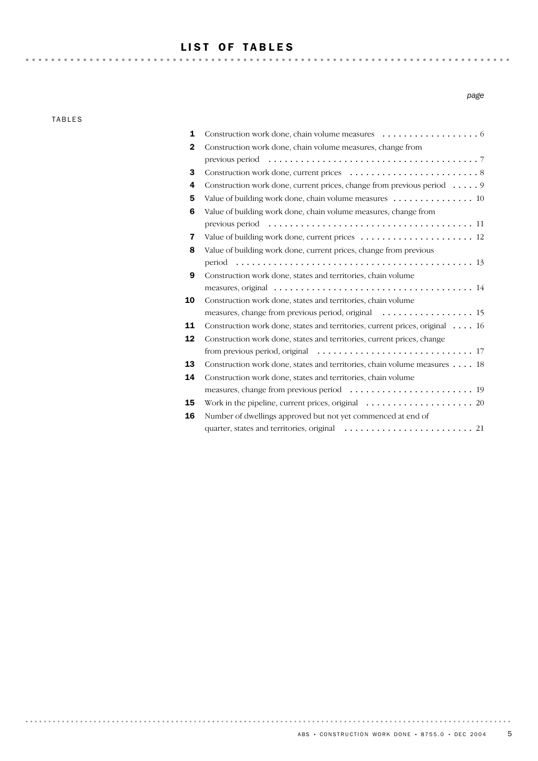# LIST OF TABLES

TABLES

| | | page |
|---|---|---|
| 1 | Construction work done, chain volume measures | 6 |
| 2 | Construction work done, chain volume measures, change from previous period | 7 |
| 3 | Construction work done, current prices | 8 |
| 4 | Construction work done, current prices, change from previous period | 9 |
| 5 | Value of building work done, chain volume measures | 10 |
| 6 | Value of building work done, chain volume measures, change from previous period | 11 |
| 7 | Value of building work done, current prices | 12 |
| 8 | Value of building work done, current prices, change from previous period | 13 |
| 9 | Construction work done, states and territories, chain volume measures, original | 14 |
| 10 | Construction work done, states and territories, chain volume measures, change from previous period, original | 15 |
| 11 | Construction work done, states and territories, current prices, original | 16 |
| 12 | Construction work done, states and territories, current prices, change from previous period, original | 17 |
| 13 | Construction work done, states and territories, chain volume measures | 18 |
| 14 | Construction work done, states and territories, chain volume measures, change from previous period | 19 |
| 15 | Work in the pipeline, current prices, original | 20 |
| 16 | Number of dwellings approved but not yet commenced at end of quarter, states and territories, original | 21 |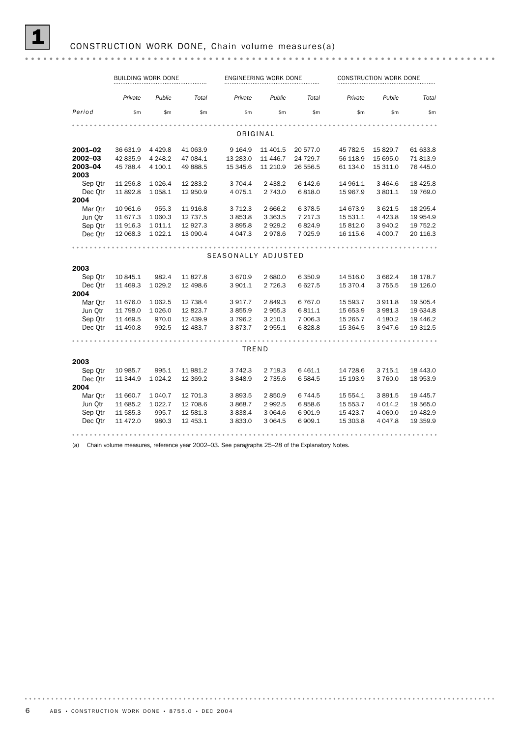# 1 CONSTRUCTION WORK DONE, Chain volume measures(a)

| | BUILDING WORK DONE | | | ENGINEERING WORK DONE | | | CONSTRUCTION WORK DONE | | |
|---|---|---|---|---|---|---|---|---|---|
| | *Private* | *Public* | *Total* | *Private* | *Public* | *Total* | *Private* | *Public* | *Total* |
| *Period* | $m | $m | $m | $m | $m | $m | $m | $m | $m |
| | | | | ORIGINAL | | | | | |
| **2001–02** | 36 631.9 | 4 429.8 | 41 063.9 | 9 164.9 | 11 401.5 | 20 577.0 | 45 782.5 | 15 829.7 | 61 633.8 |
| **2002–03** | 42 835.9 | 4 248.2 | 47 084.1 | 13 283.0 | 11 446.7 | 24 729.7 | 56 118.9 | 15 695.0 | 71 813.9 |
| **2003–04** | 45 788.4 | 4 100.1 | 49 888.5 | 15 345.6 | 11 210.9 | 26 556.5 | 61 134.0 | 15 311.0 | 76 445.0 |
| **2003** | | | | | | | | | |
| Sep Qtr | 11 256.8 | 1 026.4 | 12 283.2 | 3 704.4 | 2 438.2 | 6 142.6 | 14 961.1 | 3 464.6 | 18 425.8 |
| Dec Qtr | 11 892.8 | 1 058.1 | 12 950.9 | 4 075.1 | 2 743.0 | 6 818.0 | 15 967.9 | 3 801.1 | 19 769.0 |
| **2004** | | | | | | | | | |
| Mar Qtr | 10 961.6 | 955.3 | 11 916.8 | 3 712.3 | 2 666.2 | 6 378.5 | 14 673.9 | 3 621.5 | 18 295.4 |
| Jun Qtr | 11 677.3 | 1 060.3 | 12 737.5 | 3 853.8 | 3 363.5 | 7 217.3 | 15 531.1 | 4 423.8 | 19 954.9 |
| Sep Qtr | 11 916.3 | 1 011.1 | 12 927.3 | 3 895.8 | 2 929.2 | 6 824.9 | 15 812.0 | 3 940.2 | 19 752.2 |
| Dec Qtr | 12 068.3 | 1 022.1 | 13 090.4 | 4 047.3 | 2 978.6 | 7 025.9 | 16 115.6 | 4 000.7 | 20 116.3 |
| | | | | SEASONALLY ADJUSTED | | | | | |
| **2003** | | | | | | | | | |
| Sep Qtr | 10 845.1 | 982.4 | 11 827.8 | 3 670.9 | 2 680.0 | 6 350.9 | 14 516.0 | 3 662.4 | 18 178.7 |
| Dec Qtr | 11 469.3 | 1 029.2 | 12 498.6 | 3 901.1 | 2 726.3 | 6 627.5 | 15 370.4 | 3 755.5 | 19 126.0 |
| **2004** | | | | | | | | | |
| Mar Qtr | 11 676.0 | 1 062.5 | 12 738.4 | 3 917.7 | 2 849.3 | 6 767.0 | 15 593.7 | 3 911.8 | 19 505.4 |
| Jun Qtr | 11 798.0 | 1 026.0 | 12 823.7 | 3 855.9 | 2 955.3 | 6 811.1 | 15 653.9 | 3 981.3 | 19 634.8 |
| Sep Qtr | 11 469.5 | 970.0 | 12 439.9 | 3 796.2 | 3 210.1 | 7 006.3 | 15 265.7 | 4 180.2 | 19 446.2 |
| Dec Qtr | 11 490.8 | 992.5 | 12 483.7 | 3 873.7 | 2 955.1 | 6 828.8 | 15 364.5 | 3 947.6 | 19 312.5 |
| | | | | TREND | | | | | |
| **2003** | | | | | | | | | |
| Sep Qtr | 10 985.7 | 995.1 | 11 981.2 | 3 742.3 | 2 719.3 | 6 461.1 | 14 728.6 | 3 715.1 | 18 443.0 |
| Dec Qtr | 11 344.9 | 1 024.2 | 12 369.2 | 3 848.9 | 2 735.6 | 6 584.5 | 15 193.9 | 3 760.0 | 18 953.9 |
| **2004** | | | | | | | | | |
| Mar Qtr | 11 660.7 | 1 040.7 | 12 701.3 | 3 893.5 | 2 850.9 | 6 744.5 | 15 554.1 | 3 891.5 | 19 445.7 |
| Jun Qtr | 11 685.2 | 1 022.7 | 12 708.6 | 3 868.7 | 2 992.5 | 6 858.6 | 15 553.7 | 4 014.2 | 19 565.0 |
| Sep Qtr | 11 585.3 | 995.7 | 12 581.3 | 3 838.4 | 3 064.6 | 6 901.9 | 15 423.7 | 4 060.0 | 19 482.9 |
| Dec Qtr | 11 472.0 | 980.3 | 12 453.1 | 3 833.0 | 3 064.5 | 6 909.1 | 15 303.8 | 4 047.8 | 19 359.9 |

(a) Chain volume measures, reference year 2002–03. See paragraphs 25–28 of the Explanatory Notes.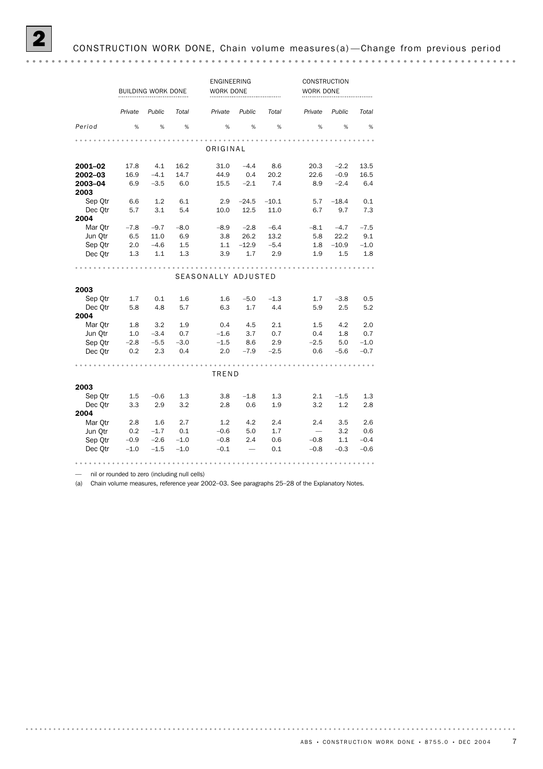## 2 CONSTRUCTION WORK DONE, Chain volume measures(a)—Change from previous period

| | BUILDING WORK DONE | | | ENGINEERING WORK DONE | | | CONSTRUCTION WORK DONE | | |
|---|---|---|---|---|---|---|---|---|---|
| | *Private* | *Public* | *Total* | *Private* | *Public* | *Total* | *Private* | *Public* | *Total* |
| *Period* | % | % | % | % | % | % | % | % | % |
| **ORIGINAL** | | | | | | | | | |
| **2001–02** | 17.8 | 4.1 | 16.2 | 31.0 | –4.4 | 8.6 | 20.3 | –2.2 | 13.5 |
| **2002–03** | 16.9 | –4.1 | 14.7 | 44.9 | 0.4 | 20.2 | 22.6 | –0.9 | 16.5 |
| **2003–04** | 6.9 | –3.5 | 6.0 | 15.5 | –2.1 | 7.4 | 8.9 | –2.4 | 6.4 |
| **2003** | | | | | | | | | |
| Sep Qtr | 6.6 | 1.2 | 6.1 | 2.9 | –24.5 | –10.1 | 5.7 | –18.4 | 0.1 |
| Dec Qtr | 5.7 | 3.1 | 5.4 | 10.0 | 12.5 | 11.0 | 6.7 | 9.7 | 7.3 |
| **2004** | | | | | | | | | |
| Mar Qtr | –7.8 | –9.7 | –8.0 | –8.9 | –2.8 | –6.4 | –8.1 | –4.7 | –7.5 |
| Jun Qtr | 6.5 | 11.0 | 6.9 | 3.8 | 26.2 | 13.2 | 5.8 | 22.2 | 9.1 |
| Sep Qtr | 2.0 | –4.6 | 1.5 | 1.1 | –12.9 | –5.4 | 1.8 | –10.9 | –1.0 |
| Dec Qtr | 1.3 | 1.1 | 1.3 | 3.9 | 1.7 | 2.9 | 1.9 | 1.5 | 1.8 |
| **SEASONALLY ADJUSTED** | | | | | | | | | |
| **2003** | | | | | | | | | |
| Sep Qtr | 1.7 | 0.1 | 1.6 | 1.6 | –5.0 | –1.3 | 1.7 | –3.8 | 0.5 |
| Dec Qtr | 5.8 | 4.8 | 5.7 | 6.3 | 1.7 | 4.4 | 5.9 | 2.5 | 5.2 |
| **2004** | | | | | | | | | |
| Mar Qtr | 1.8 | 3.2 | 1.9 | 0.4 | 4.5 | 2.1 | 1.5 | 4.2 | 2.0 |
| Jun Qtr | 1.0 | –3.4 | 0.7 | –1.6 | 3.7 | 0.7 | 0.4 | 1.8 | 0.7 |
| Sep Qtr | –2.8 | –5.5 | –3.0 | –1.5 | 8.6 | 2.9 | –2.5 | 5.0 | –1.0 |
| Dec Qtr | 0.2 | 2.3 | 0.4 | 2.0 | –7.9 | –2.5 | 0.6 | –5.6 | –0.7 |
| **TREND** | | | | | | | | | |
| **2003** | | | | | | | | | |
| Sep Qtr | 1.5 | –0.6 | 1.3 | 3.8 | –1.8 | 1.3 | 2.1 | –1.5 | 1.3 |
| Dec Qtr | 3.3 | 2.9 | 3.2 | 2.8 | 0.6 | 1.9 | 3.2 | 1.2 | 2.8 |
| **2004** | | | | | | | | | |
| Mar Qtr | 2.8 | 1.6 | 2.7 | 1.2 | 4.2 | 2.4 | 2.4 | 3.5 | 2.6 |
| Jun Qtr | 0.2 | –1.7 | 0.1 | –0.6 | 5.0 | 1.7 | — | 3.2 | 0.6 |
| Sep Qtr | –0.9 | –2.6 | –1.0 | –0.8 | 2.4 | 0.6 | –0.8 | 1.1 | –0.4 |
| Dec Qtr | –1.0 | –1.5 | –1.0 | –0.1 | — | 0.1 | –0.8 | –0.3 | –0.6 |

— nil or rounded to zero (including null cells)

(a) Chain volume measures, reference year 2002–03. See paragraphs 25–28 of the Explanatory Notes.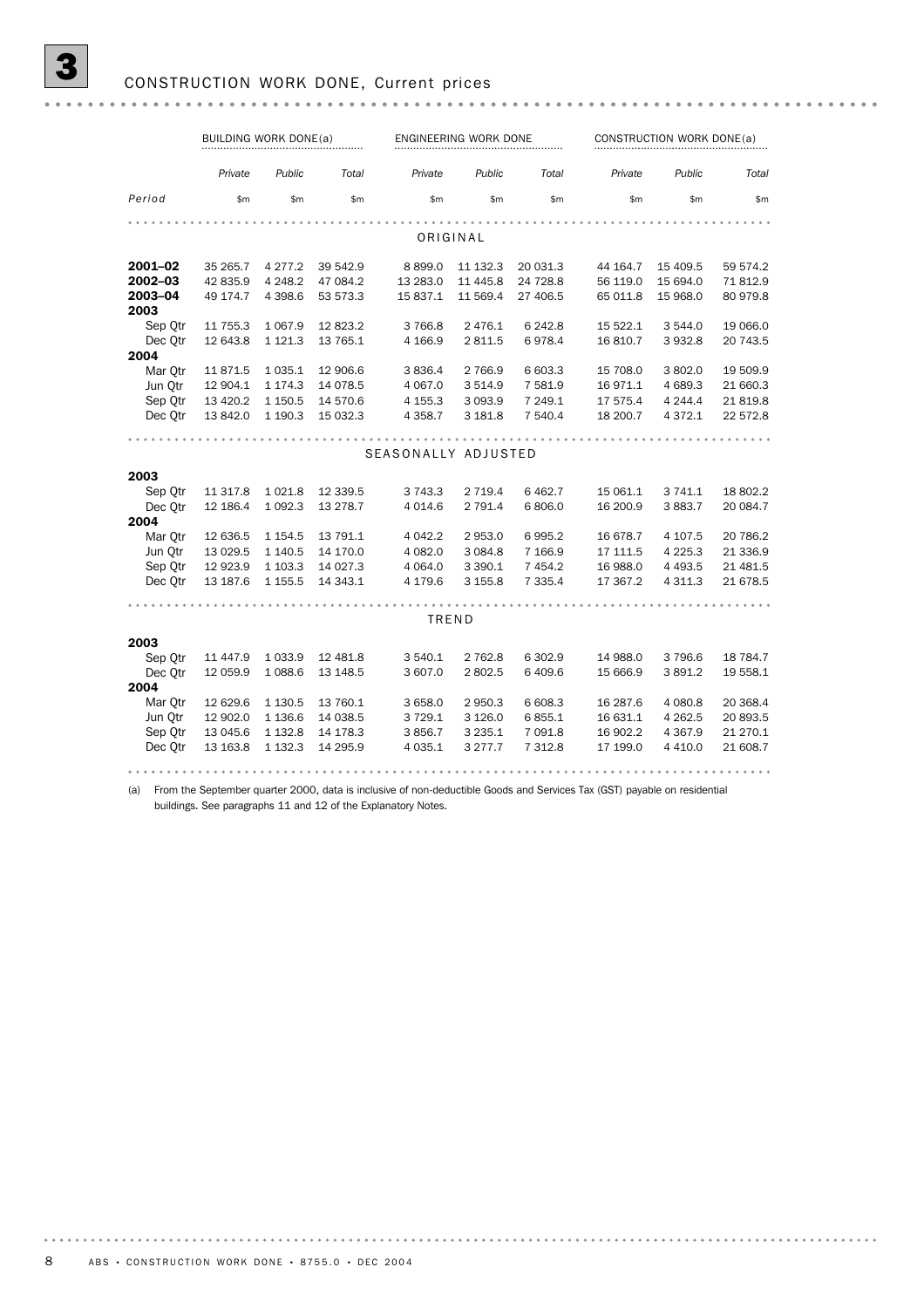## 3 CONSTRUCTION WORK DONE, Current prices

| | BUILDING WORK DONE(a) | | | ENGINEERING WORK DONE | | | CONSTRUCTION WORK DONE(a) | | |
|---|---|---|---|---|---|---|---|---|---|
| | *Private* | *Public* | *Total* | *Private* | *Public* | *Total* | *Private* | *Public* | *Total* |
| *Period* | $m | $m | $m | $m | $m | $m | $m | $m | $m |
| **ORIGINAL** | | | | | | | | | |
| **2001–02** | 35 265.7 | 4 277.2 | 39 542.9 | 8 899.0 | 11 132.3 | 20 031.3 | 44 164.7 | 15 409.5 | 59 574.2 |
| **2002–03** | 42 835.9 | 4 248.2 | 47 084.2 | 13 283.0 | 11 445.8 | 24 728.8 | 56 119.0 | 15 694.0 | 71 812.9 |
| **2003–04** | 49 174.7 | 4 398.6 | 53 573.3 | 15 837.1 | 11 569.4 | 27 406.5 | 65 011.8 | 15 968.0 | 80 979.8 |
| **2003** | | | | | | | | | |
| Sep Qtr | 11 755.3 | 1 067.9 | 12 823.2 | 3 766.8 | 2 476.1 | 6 242.8 | 15 522.1 | 3 544.0 | 19 066.0 |
| Dec Qtr | 12 643.8 | 1 121.3 | 13 765.1 | 4 166.9 | 2 811.5 | 6 978.4 | 16 810.7 | 3 932.8 | 20 743.5 |
| **2004** | | | | | | | | | |
| Mar Qtr | 11 871.5 | 1 035.1 | 12 906.6 | 3 836.4 | 2 766.9 | 6 603.3 | 15 708.0 | 3 802.0 | 19 509.9 |
| Jun Qtr | 12 904.1 | 1 174.3 | 14 078.5 | 4 067.0 | 3 514.9 | 7 581.9 | 16 971.1 | 4 689.3 | 21 660.3 |
| Sep Qtr | 13 420.2 | 1 150.5 | 14 570.6 | 4 155.3 | 3 093.9 | 7 249.1 | 17 575.4 | 4 244.4 | 21 819.8 |
| Dec Qtr | 13 842.0 | 1 190.3 | 15 032.3 | 4 358.7 | 3 181.8 | 7 540.4 | 18 200.7 | 4 372.1 | 22 572.8 |
| **SEASONALLY ADJUSTED** | | | | | | | | | |
| **2003** | | | | | | | | | |
| Sep Qtr | 11 317.8 | 1 021.8 | 12 339.5 | 3 743.3 | 2 719.4 | 6 462.7 | 15 061.1 | 3 741.1 | 18 802.2 |
| Dec Qtr | 12 186.4 | 1 092.3 | 13 278.7 | 4 014.6 | 2 791.4 | 6 806.0 | 16 200.9 | 3 883.7 | 20 084.7 |
| **2004** | | | | | | | | | |
| Mar Qtr | 12 636.5 | 1 154.5 | 13 791.1 | 4 042.2 | 2 953.0 | 6 995.2 | 16 678.7 | 4 107.5 | 20 786.2 |
| Jun Qtr | 13 029.5 | 1 140.5 | 14 170.0 | 4 082.0 | 3 084.8 | 7 166.9 | 17 111.5 | 4 225.3 | 21 336.9 |
| Sep Qtr | 12 923.9 | 1 103.3 | 14 027.3 | 4 064.0 | 3 390.1 | 7 454.2 | 16 988.0 | 4 493.5 | 21 481.5 |
| Dec Qtr | 13 187.6 | 1 155.5 | 14 343.1 | 4 179.6 | 3 155.8 | 7 335.4 | 17 367.2 | 4 311.3 | 21 678.5 |
| **TREND** | | | | | | | | | |
| **2003** | | | | | | | | | |
| Sep Qtr | 11 447.9 | 1 033.9 | 12 481.8 | 3 540.1 | 2 762.8 | 6 302.9 | 14 988.0 | 3 796.6 | 18 784.7 |
| Dec Qtr | 12 059.9 | 1 088.6 | 13 148.5 | 3 607.0 | 2 802.5 | 6 409.6 | 15 666.9 | 3 891.2 | 19 558.1 |
| **2004** | | | | | | | | | |
| Mar Qtr | 12 629.6 | 1 130.5 | 13 760.1 | 3 658.0 | 2 950.3 | 6 608.3 | 16 287.6 | 4 080.8 | 20 368.4 |
| Jun Qtr | 12 902.0 | 1 136.6 | 14 038.5 | 3 729.1 | 3 126.0 | 6 855.1 | 16 631.1 | 4 262.5 | 20 893.5 |
| Sep Qtr | 13 045.6 | 1 132.8 | 14 178.3 | 3 856.7 | 3 235.1 | 7 091.8 | 16 902.2 | 4 367.9 | 21 270.1 |
| Dec Qtr | 13 163.8 | 1 132.3 | 14 295.9 | 4 035.1 | 3 277.7 | 7 312.8 | 17 199.0 | 4 410.0 | 21 608.7 |

(a) From the September quarter 2000, data is inclusive of non-deductible Goods and Services Tax (GST) payable on residential buildings. See paragraphs 11 and 12 of the Explanatory Notes.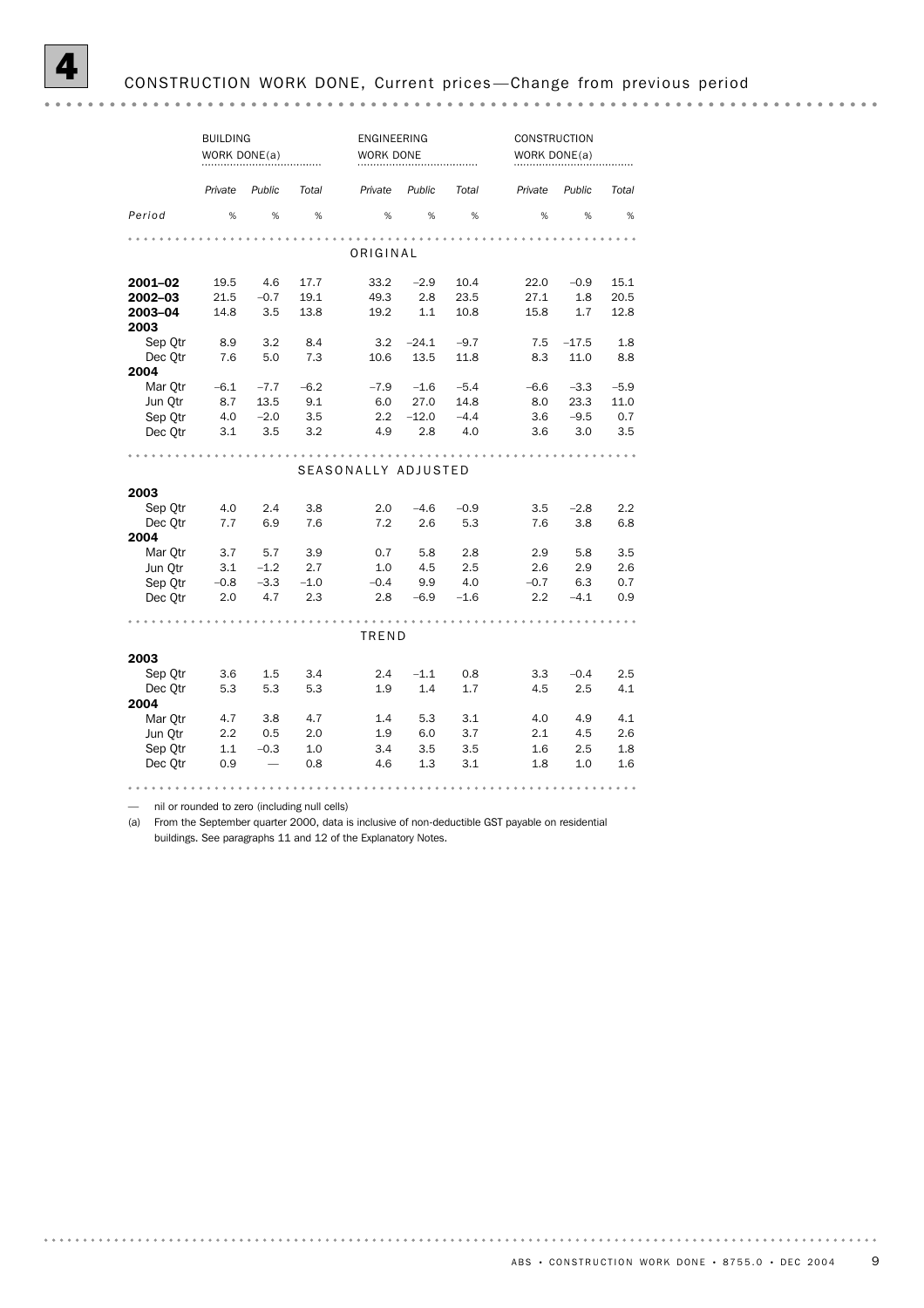# 4 CONSTRUCTION WORK DONE, Current prices—Change from previous period

| | BUILDING WORK DONE(a) | | | ENGINEERING WORK DONE | | | CONSTRUCTION WORK DONE(a) | | |
|---|---|---|---|---|---|---|---|---|---|
| | *Private* | *Public* | *Total* | *Private* | *Public* | *Total* | *Private* | *Public* | *Total* |
| *Period* | % | % | % | % | % | % | % | % | % |
| **ORIGINAL** | | | | | | | | | |
| **2001–02** | 19.5 | 4.6 | 17.7 | 33.2 | –2.9 | 10.4 | 22.0 | –0.9 | 15.1 |
| **2002–03** | 21.5 | –0.7 | 19.1 | 49.3 | 2.8 | 23.5 | 27.1 | 1.8 | 20.5 |
| **2003–04** | 14.8 | 3.5 | 13.8 | 19.2 | 1.1 | 10.8 | 15.8 | 1.7 | 12.8 |
| **2003** | | | | | | | | | |
| Sep Qtr | 8.9 | 3.2 | 8.4 | 3.2 | –24.1 | –9.7 | 7.5 | –17.5 | 1.8 |
| Dec Qtr | 7.6 | 5.0 | 7.3 | 10.6 | 13.5 | 11.8 | 8.3 | 11.0 | 8.8 |
| **2004** | | | | | | | | | |
| Mar Qtr | –6.1 | –7.7 | –6.2 | –7.9 | –1.6 | –5.4 | –6.6 | –3.3 | –5.9 |
| Jun Qtr | 8.7 | 13.5 | 9.1 | 6.0 | 27.0 | 14.8 | 8.0 | 23.3 | 11.0 |
| Sep Qtr | 4.0 | –2.0 | 3.5 | 2.2 | –12.0 | –4.4 | 3.6 | –9.5 | 0.7 |
| Dec Qtr | 3.1 | 3.5 | 3.2 | 4.9 | 2.8 | 4.0 | 3.6 | 3.0 | 3.5 |
| **SEASONALLY ADJUSTED** | | | | | | | | | |
| **2003** | | | | | | | | | |
| Sep Qtr | 4.0 | 2.4 | 3.8 | 2.0 | –4.6 | –0.9 | 3.5 | –2.8 | 2.2 |
| Dec Qtr | 7.7 | 6.9 | 7.6 | 7.2 | 2.6 | 5.3 | 7.6 | 3.8 | 6.8 |
| **2004** | | | | | | | | | |
| Mar Qtr | 3.7 | 5.7 | 3.9 | 0.7 | 5.8 | 2.8 | 2.9 | 5.8 | 3.5 |
| Jun Qtr | 3.1 | –1.2 | 2.7 | 1.0 | 4.5 | 2.5 | 2.6 | 2.9 | 2.6 |
| Sep Qtr | –0.8 | –3.3 | –1.0 | –0.4 | 9.9 | 4.0 | –0.7 | 6.3 | 0.7 |
| Dec Qtr | 2.0 | 4.7 | 2.3 | 2.8 | –6.9 | –1.6 | 2.2 | –4.1 | 0.9 |
| **TREND** | | | | | | | | | |
| **2003** | | | | | | | | | |
| Sep Qtr | 3.6 | 1.5 | 3.4 | 2.4 | –1.1 | 0.8 | 3.3 | –0.4 | 2.5 |
| Dec Qtr | 5.3 | 5.3 | 5.3 | 1.9 | 1.4 | 1.7 | 4.5 | 2.5 | 4.1 |
| **2004** | | | | | | | | | |
| Mar Qtr | 4.7 | 3.8 | 4.7 | 1.4 | 5.3 | 3.1 | 4.0 | 4.9 | 4.1 |
| Jun Qtr | 2.2 | 0.5 | 2.0 | 1.9 | 6.0 | 3.7 | 2.1 | 4.5 | 2.6 |
| Sep Qtr | 1.1 | –0.3 | 1.0 | 3.4 | 3.5 | 3.5 | 1.6 | 2.5 | 1.8 |
| Dec Qtr | 0.9 | — | 0.8 | 4.6 | 1.3 | 3.1 | 1.8 | 1.0 | 1.6 |

— nil or rounded to zero (including null cells)

(a) From the September quarter 2000, data is inclusive of non-deductible GST payable on residential buildings. See paragraphs 11 and 12 of the Explanatory Notes.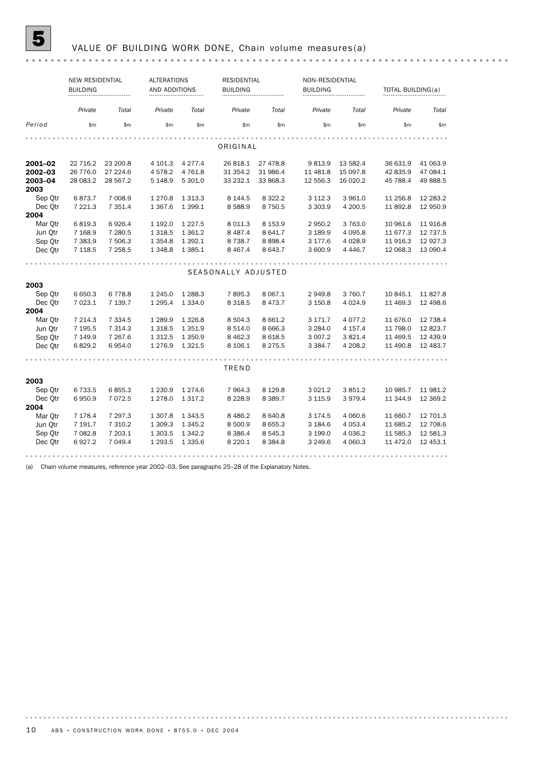# 5 VALUE OF BUILDING WORK DONE, Chain volume measures(a)

| | NEW RESIDENTIAL BUILDING | | ALTERATIONS AND ADDITIONS | | RESIDENTIAL BUILDING | | NON-RESIDENTIAL BUILDING | | TOTAL BUILDING(a) | |
|---|---|---|---|---|---|---|---|---|---|---|
| | *Private* | *Total* | *Private* | *Total* | *Private* | *Total* | *Private* | *Total* | *Private* | *Total* |
| *Period* | $m | $m | $m | $m | $m | $m | $m | $m | $m | $m |
| ORIGINAL | | | | | | | | | | |
| **2001–02** | 22 716.2 | 23 200.8 | 4 101.3 | 4 277.4 | 26 818.1 | 27 478.8 | 9 813.9 | 13 582.4 | 36 631.9 | 41 063.9 |
| **2002–03** | 26 776.0 | 27 224.6 | 4 578.2 | 4 761.8 | 31 354.2 | 31 986.4 | 11 481.8 | 15 097.8 | 42 835.9 | 47 084.1 |
| **2003–04** | 28 083.2 | 28 567.2 | 5 148.9 | 5 301.0 | 33 232.1 | 33 868.3 | 12 556.3 | 16 020.2 | 45 788.4 | 49 888.5 |
| **2003** | | | | | | | | | | |
| Sep Qtr | 6 873.7 | 7 008.9 | 1 270.8 | 1 313.3 | 8 144.5 | 8 322.2 | 3 112.3 | 3 961.0 | 11 256.8 | 12 283.2 |
| Dec Qtr | 7 221.3 | 7 351.4 | 1 367.6 | 1 399.1 | 8 588.9 | 8 750.5 | 3 303.9 | 4 200.5 | 11 892.8 | 12 950.9 |
| **2004** | | | | | | | | | | |
| Mar Qtr | 6 819.3 | 6 926.4 | 1 192.0 | 1 227.5 | 8 011.3 | 8 153.9 | 2 950.2 | 3 763.0 | 10 961.6 | 11 916.8 |
| Jun Qtr | 7 168.9 | 7 280.5 | 1 318.5 | 1 361.2 | 8 487.4 | 8 641.7 | 3 189.9 | 4 095.8 | 11 677.3 | 12 737.5 |
| Sep Qtr | 7 383.9 | 7 506.3 | 1 354.8 | 1 392.1 | 8 738.7 | 8 898.4 | 3 177.6 | 4 028.9 | 11 916.3 | 12 927.3 |
| Dec Qtr | 7 118.5 | 7 258.5 | 1 348.8 | 1 385.1 | 8 467.4 | 8 643.7 | 3 600.9 | 4 446.7 | 12 068.3 | 13 090.4 |
| SEASONALLY ADJUSTED | | | | | | | | | | |
| **2003** | | | | | | | | | | |
| Sep Qtr | 6 650.3 | 6 778.8 | 1 245.0 | 1 288.3 | 7 895.3 | 8 067.1 | 2 949.8 | 3 760.7 | 10 845.1 | 11 827.8 |
| Dec Qtr | 7 023.1 | 7 139.7 | 1 295.4 | 1 334.0 | 8 318.5 | 8 473.7 | 3 150.8 | 4 024.9 | 11 469.3 | 12 498.6 |
| **2004** | | | | | | | | | | |
| Mar Qtr | 7 214.3 | 7 334.5 | 1 289.9 | 1 326.8 | 8 504.3 | 8 661.2 | 3 171.7 | 4 077.2 | 11 676.0 | 12 738.4 |
| Jun Qtr | 7 195.5 | 7 314.3 | 1 318.5 | 1 351.9 | 8 514.0 | 8 666.3 | 3 284.0 | 4 157.4 | 11 798.0 | 12 823.7 |
| Sep Qtr | 7 149.9 | 7 267.6 | 1 312.5 | 1 350.9 | 8 462.3 | 8 618.5 | 3 007.2 | 3 821.4 | 11 469.5 | 12 439.9 |
| Dec Qtr | 6 829.2 | 6 954.0 | 1 276.9 | 1 321.5 | 8 106.1 | 8 275.5 | 3 384.7 | 4 208.2 | 11 490.8 | 12 483.7 |
| TREND | | | | | | | | | | |
| **2003** | | | | | | | | | | |
| Sep Qtr | 6 733.5 | 6 855.3 | 1 230.9 | 1 274.6 | 7 964.3 | 8 129.8 | 3 021.2 | 3 851.2 | 10 985.7 | 11 981.2 |
| Dec Qtr | 6 950.9 | 7 072.5 | 1 278.0 | 1 317.2 | 8 228.9 | 8 389.7 | 3 115.9 | 3 979.4 | 11 344.9 | 12 369.2 |
| **2004** | | | | | | | | | | |
| Mar Qtr | 7 178.4 | 7 297.3 | 1 307.8 | 1 343.5 | 8 486.2 | 8 640.8 | 3 174.5 | 4 060.6 | 11 660.7 | 12 701.3 |
| Jun Qtr | 7 191.7 | 7 310.2 | 1 309.3 | 1 345.2 | 8 500.9 | 8 655.3 | 3 184.6 | 4 053.4 | 11 685.2 | 12 708.6 |
| Sep Qtr | 7 082.8 | 7 203.1 | 1 303.5 | 1 342.2 | 8 386.4 | 8 545.3 | 3 199.0 | 4 036.2 | 11 585.3 | 12 581.3 |
| Dec Qtr | 6 927.2 | 7 049.4 | 1 293.5 | 1 335.6 | 8 220.1 | 8 384.8 | 3 249.6 | 4 060.3 | 11 472.0 | 12 453.1 |

(a) Chain volume measures, reference year 2002–03. See paragraphs 25–28 of the Explanatory Notes.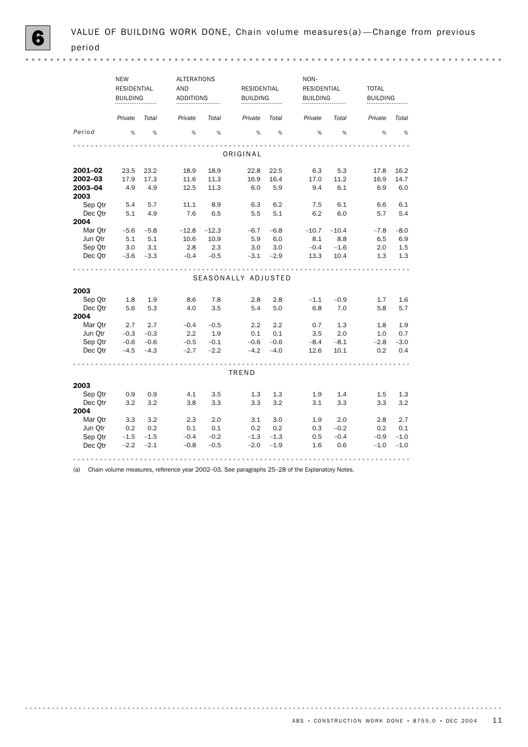# 6 VALUE OF BUILDING WORK DONE, Chain volume measures(a)—Change from previous period

| | NEW RESIDENTIAL BUILDING | | ALTERATIONS AND ADDITIONS | | RESIDENTIAL BUILDING | | NON-RESIDENTIAL BUILDING | | TOTAL BUILDING | |
|---|---|---|---|---|---|---|---|---|---|---|
| | *Private* | *Total* | *Private* | *Total* | *Private* | *Total* | *Private* | *Total* | *Private* | *Total* |
| *Period* | % | % | % | % | % | % | % | % | % | % |
| | | | | | ORIGINAL | | | | | |
| **2001–02** | 23.5 | 23.2 | 18.9 | 18.9 | 22.8 | 22.5 | 6.3 | 5.3 | 17.8 | 16.2 |
| **2002–03** | 17.9 | 17.3 | 11.6 | 11.3 | 16.9 | 16.4 | 17.0 | 11.2 | 16.9 | 14.7 |
| **2003–04** | 4.9 | 4.9 | 12.5 | 11.3 | 6.0 | 5.9 | 9.4 | 6.1 | 6.9 | 6.0 |
| **2003** | | | | | | | | | | |
| Sep Qtr | 5.4 | 5.7 | 11.1 | 8.9 | 6.3 | 6.2 | 7.5 | 6.1 | 6.6 | 6.1 |
| Dec Qtr | 5.1 | 4.9 | 7.6 | 6.5 | 5.5 | 5.1 | 6.2 | 6.0 | 5.7 | 5.4 |
| **2004** | | | | | | | | | | |
| Mar Qtr | −5.6 | −5.8 | −12.8 | −12.3 | −6.7 | −6.8 | −10.7 | −10.4 | −7.8 | −8.0 |
| Jun Qtr | 5.1 | 5.1 | 10.6 | 10.9 | 5.9 | 6.0 | 8.1 | 8.8 | 6.5 | 6.9 |
| Sep Qtr | 3.0 | 3.1 | 2.8 | 2.3 | 3.0 | 3.0 | −0.4 | −1.6 | 2.0 | 1.5 |
| Dec Qtr | −3.6 | −3.3 | −0.4 | −0.5 | −3.1 | −2.9 | 13.3 | 10.4 | 1.3 | 1.3 |
| | | | | | SEASONALLY ADJUSTED | | | | | |
| **2003** | | | | | | | | | | |
| Sep Qtr | 1.8 | 1.9 | 8.6 | 7.8 | 2.8 | 2.8 | −1.1 | −0.9 | 1.7 | 1.6 |
| Dec Qtr | 5.6 | 5.3 | 4.0 | 3.5 | 5.4 | 5.0 | 6.8 | 7.0 | 5.8 | 5.7 |
| **2004** | | | | | | | | | | |
| Mar Qtr | 2.7 | 2.7 | −0.4 | −0.5 | 2.2 | 2.2 | 0.7 | 1.3 | 1.8 | 1.9 |
| Jun Qtr | −0.3 | −0.3 | 2.2 | 1.9 | 0.1 | 0.1 | 3.5 | 2.0 | 1.0 | 0.7 |
| Sep Qtr | −0.6 | −0.6 | −0.5 | −0.1 | −0.6 | −0.6 | −8.4 | −8.1 | −2.8 | −3.0 |
| Dec Qtr | −4.5 | −4.3 | −2.7 | −2.2 | −4.2 | −4.0 | 12.6 | 10.1 | 0.2 | 0.4 |
| | | | | | TREND | | | | | |
| **2003** | | | | | | | | | | |
| Sep Qtr | 0.9 | 0.9 | 4.1 | 3.5 | 1.3 | 1.3 | 1.9 | 1.4 | 1.5 | 1.3 |
| Dec Qtr | 3.2 | 3.2 | 3.8 | 3.3 | 3.3 | 3.2 | 3.1 | 3.3 | 3.3 | 3.2 |
| **2004** | | | | | | | | | | |
| Mar Qtr | 3.3 | 3.2 | 2.3 | 2.0 | 3.1 | 3.0 | 1.9 | 2.0 | 2.8 | 2.7 |
| Jun Qtr | 0.2 | 0.2 | 0.1 | 0.1 | 0.2 | 0.2 | 0.3 | −0.2 | 0.2 | 0.1 |
| Sep Qtr | −1.5 | −1.5 | −0.4 | −0.2 | −1.3 | −1.3 | 0.5 | −0.4 | −0.9 | −1.0 |
| Dec Qtr | −2.2 | −2.1 | −0.8 | −0.5 | −2.0 | −1.9 | 1.6 | 0.6 | −1.0 | −1.0 |

(a) Chain volume measures, reference year 2002–03. See paragraphs 25–28 of the Explanatory Notes.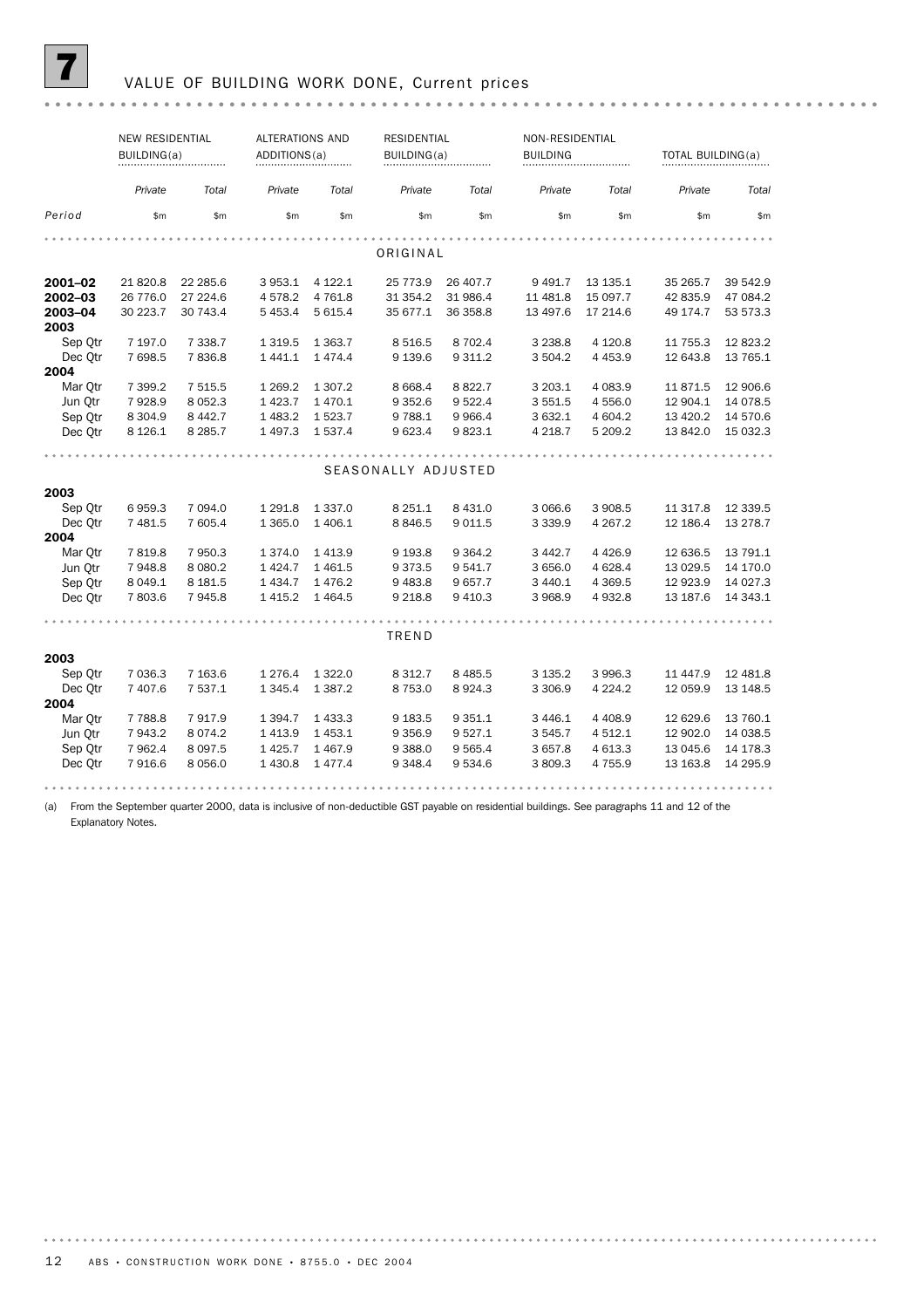# 7 VALUE OF BUILDING WORK DONE, Current prices

| | NEW RESIDENTIAL BUILDING(a) | | ALTERATIONS AND ADDITIONS(a) | | RESIDENTIAL BUILDING(a) | | NON-RESIDENTIAL BUILDING | | TOTAL BUILDING(a) | |
|---|---|---|---|---|---|---|---|---|---|---|
| | *Private* | *Total* | *Private* | *Total* | *Private* | *Total* | *Private* | *Total* | *Private* | *Total* |
| *Period* | $m | $m | $m | $m | $m | $m | $m | $m | $m | $m |
| | | | | | ORIGINAL | | | | | |
| **2001–02** | 21 820.8 | 22 285.6 | 3 953.1 | 4 122.1 | 25 773.9 | 26 407.7 | 9 491.7 | 13 135.1 | 35 265.7 | 39 542.9 |
| **2002–03** | 26 776.0 | 27 224.6 | 4 578.2 | 4 761.8 | 31 354.2 | 31 986.4 | 11 481.8 | 15 097.7 | 42 835.9 | 47 084.2 |
| **2003–04** | 30 223.7 | 30 743.4 | 5 453.4 | 5 615.4 | 35 677.1 | 36 358.8 | 13 497.6 | 17 214.6 | 49 174.7 | 53 573.3 |
| **2003** | | | | | | | | | | |
| Sep Qtr | 7 197.0 | 7 338.7 | 1 319.5 | 1 363.7 | 8 516.5 | 8 702.4 | 3 238.8 | 4 120.8 | 11 755.3 | 12 823.2 |
| Dec Qtr | 7 698.5 | 7 836.8 | 1 441.1 | 1 474.4 | 9 139.6 | 9 311.2 | 3 504.2 | 4 453.9 | 12 643.8 | 13 765.1 |
| **2004** | | | | | | | | | | |
| Mar Qtr | 7 399.2 | 7 515.5 | 1 269.2 | 1 307.2 | 8 668.4 | 8 822.7 | 3 203.1 | 4 083.9 | 11 871.5 | 12 906.6 |
| Jun Qtr | 7 928.9 | 8 052.3 | 1 423.7 | 1 470.1 | 9 352.6 | 9 522.4 | 3 551.5 | 4 556.0 | 12 904.1 | 14 078.5 |
| Sep Qtr | 8 304.9 | 8 442.7 | 1 483.2 | 1 523.7 | 9 788.1 | 9 966.4 | 3 632.1 | 4 604.2 | 13 420.2 | 14 570.6 |
| Dec Qtr | 8 126.1 | 8 285.7 | 1 497.3 | 1 537.4 | 9 623.4 | 9 823.1 | 4 218.7 | 5 209.2 | 13 842.0 | 15 032.3 |
| | | | | | SEASONALLY ADJUSTED | | | | | |
| **2003** | | | | | | | | | | |
| Sep Qtr | 6 959.3 | 7 094.0 | 1 291.8 | 1 337.0 | 8 251.1 | 8 431.0 | 3 066.6 | 3 908.5 | 11 317.8 | 12 339.5 |
| Dec Qtr | 7 481.5 | 7 605.4 | 1 365.0 | 1 406.1 | 8 846.5 | 9 011.5 | 3 339.9 | 4 267.2 | 12 186.4 | 13 278.7 |
| **2004** | | | | | | | | | | |
| Mar Qtr | 7 819.8 | 7 950.3 | 1 374.0 | 1 413.9 | 9 193.8 | 9 364.2 | 3 442.7 | 4 426.9 | 12 636.5 | 13 791.1 |
| Jun Qtr | 7 948.8 | 8 080.2 | 1 424.7 | 1 461.5 | 9 373.5 | 9 541.7 | 3 656.0 | 4 628.4 | 13 029.5 | 14 170.0 |
| Sep Qtr | 8 049.1 | 8 181.5 | 1 434.7 | 1 476.2 | 9 483.8 | 9 657.7 | 3 440.1 | 4 369.5 | 12 923.9 | 14 027.3 |
| Dec Qtr | 7 803.6 | 7 945.8 | 1 415.2 | 1 464.5 | 9 218.8 | 9 410.3 | 3 968.9 | 4 932.8 | 13 187.6 | 14 343.1 |
| | | | | | TREND | | | | | |
| **2003** | | | | | | | | | | |
| Sep Qtr | 7 036.3 | 7 163.6 | 1 276.4 | 1 322.0 | 8 312.7 | 8 485.5 | 3 135.2 | 3 996.3 | 11 447.9 | 12 481.8 |
| Dec Qtr | 7 407.6 | 7 537.1 | 1 345.4 | 1 387.2 | 8 753.0 | 8 924.3 | 3 306.9 | 4 224.2 | 12 059.9 | 13 148.5 |
| **2004** | | | | | | | | | | |
| Mar Qtr | 7 788.8 | 7 917.9 | 1 394.7 | 1 433.3 | 9 183.5 | 9 351.1 | 3 446.1 | 4 408.9 | 12 629.6 | 13 760.1 |
| Jun Qtr | 7 943.2 | 8 074.2 | 1 413.9 | 1 453.1 | 9 356.9 | 9 527.1 | 3 545.7 | 4 512.1 | 12 902.0 | 14 038.5 |
| Sep Qtr | 7 962.4 | 8 097.5 | 1 425.7 | 1 467.9 | 9 388.0 | 9 565.4 | 3 657.8 | 4 613.3 | 13 045.6 | 14 178.3 |
| Dec Qtr | 7 916.6 | 8 056.0 | 1 430.8 | 1 477.4 | 9 348.4 | 9 534.6 | 3 809.3 | 4 755.9 | 13 163.8 | 14 295.9 |

(a) From the September quarter 2000, data is inclusive of non-deductible GST payable on residential buildings. See paragraphs 11 and 12 of the Explanatory Notes.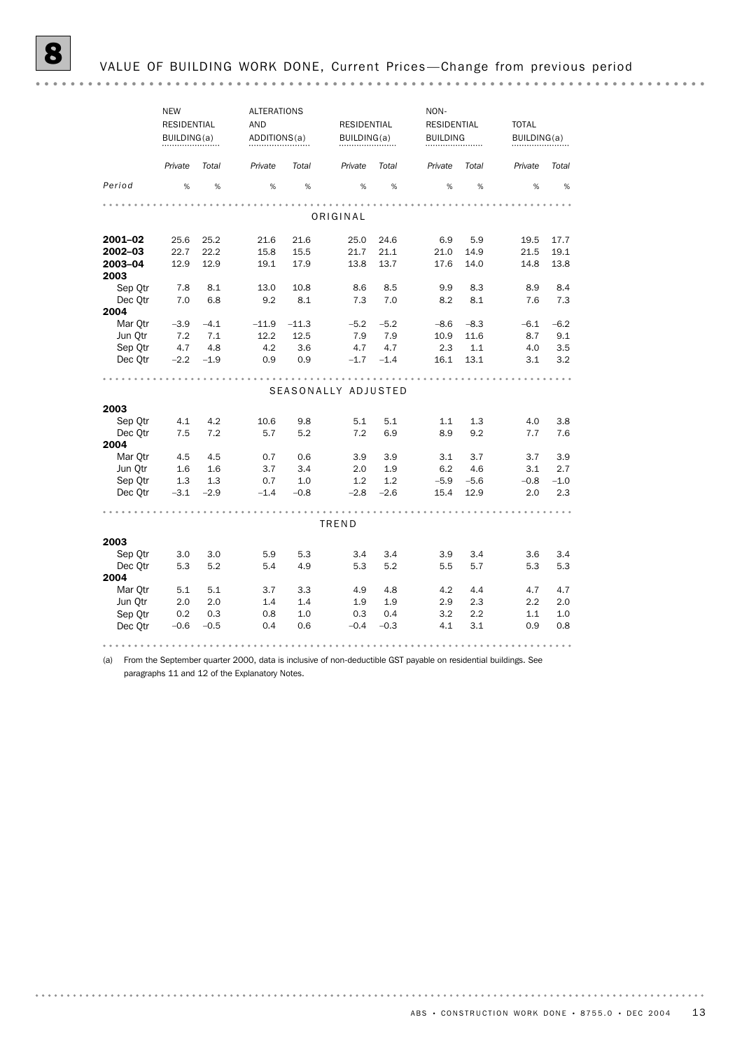# 8 VALUE OF BUILDING WORK DONE, Current Prices—Change from previous period

| | NEW RESIDENTIAL BUILDING(a) | | ALTERATIONS AND ADDITIONS(a) | | RESIDENTIAL BUILDING(a) | | NON-RESIDENTIAL BUILDING | | TOTAL BUILDING(a) | |
|---|---|---|---|---|---|---|---|---|---|---|
| | *Private* | *Total* | *Private* | *Total* | *Private* | *Total* | *Private* | *Total* | *Private* | *Total* |
| *Period* | % | % | % | % | % | % | % | % | % | % |
| **ORIGINAL** | | | | | | | | | | |
| **2001–02** | 25.6 | 25.2 | 21.6 | 21.6 | 25.0 | 24.6 | 6.9 | 5.9 | 19.5 | 17.7 |
| **2002–03** | 22.7 | 22.2 | 15.8 | 15.5 | 21.7 | 21.1 | 21.0 | 14.9 | 21.5 | 19.1 |
| **2003–04** | 12.9 | 12.9 | 19.1 | 17.9 | 13.8 | 13.7 | 17.6 | 14.0 | 14.8 | 13.8 |
| **2003** | | | | | | | | | | |
| Sep Qtr | 7.8 | 8.1 | 13.0 | 10.8 | 8.6 | 8.5 | 9.9 | 8.3 | 8.9 | 8.4 |
| Dec Qtr | 7.0 | 6.8 | 9.2 | 8.1 | 7.3 | 7.0 | 8.2 | 8.1 | 7.6 | 7.3 |
| **2004** | | | | | | | | | | |
| Mar Qtr | –3.9 | –4.1 | –11.9 | –11.3 | –5.2 | –5.2 | –8.6 | –8.3 | –6.1 | –6.2 |
| Jun Qtr | 7.2 | 7.1 | 12.2 | 12.5 | 7.9 | 7.9 | 10.9 | 11.6 | 8.7 | 9.1 |
| Sep Qtr | 4.7 | 4.8 | 4.2 | 3.6 | 4.7 | 4.7 | 2.3 | 1.1 | 4.0 | 3.5 |
| Dec Qtr | –2.2 | –1.9 | 0.9 | 0.9 | –1.7 | –1.4 | 16.1 | 13.1 | 3.1 | 3.2 |
| **SEASONALLY ADJUSTED** | | | | | | | | | | |
| **2003** | | | | | | | | | | |
| Sep Qtr | 4.1 | 4.2 | 10.6 | 9.8 | 5.1 | 5.1 | 1.1 | 1.3 | 4.0 | 3.8 |
| Dec Qtr | 7.5 | 7.2 | 5.7 | 5.2 | 7.2 | 6.9 | 8.9 | 9.2 | 7.7 | 7.6 |
| **2004** | | | | | | | | | | |
| Mar Qtr | 4.5 | 4.5 | 0.7 | 0.6 | 3.9 | 3.9 | 3.1 | 3.7 | 3.7 | 3.9 |
| Jun Qtr | 1.6 | 1.6 | 3.7 | 3.4 | 2.0 | 1.9 | 6.2 | 4.6 | 3.1 | 2.7 |
| Sep Qtr | 1.3 | 1.3 | 0.7 | 1.0 | 1.2 | 1.2 | –5.9 | –5.6 | –0.8 | –1.0 |
| Dec Qtr | –3.1 | –2.9 | –1.4 | –0.8 | –2.8 | –2.6 | 15.4 | 12.9 | 2.0 | 2.3 |
| **TREND** | | | | | | | | | | |
| **2003** | | | | | | | | | | |
| Sep Qtr | 3.0 | 3.0 | 5.9 | 5.3 | 3.4 | 3.4 | 3.9 | 3.4 | 3.6 | 3.4 |
| Dec Qtr | 5.3 | 5.2 | 5.4 | 4.9 | 5.3 | 5.2 | 5.5 | 5.7 | 5.3 | 5.3 |
| **2004** | | | | | | | | | | |
| Mar Qtr | 5.1 | 5.1 | 3.7 | 3.3 | 4.9 | 4.8 | 4.2 | 4.4 | 4.7 | 4.7 |
| Jun Qtr | 2.0 | 2.0 | 1.4 | 1.4 | 1.9 | 1.9 | 2.9 | 2.3 | 2.2 | 2.0 |
| Sep Qtr | 0.2 | 0.3 | 0.8 | 1.0 | 0.3 | 0.4 | 3.2 | 2.2 | 1.1 | 1.0 |
| Dec Qtr | –0.6 | –0.5 | 0.4 | 0.6 | –0.4 | –0.3 | 4.1 | 3.1 | 0.9 | 0.8 |

(a) From the September quarter 2000, data is inclusive of non-deductible GST payable on residential buildings. See paragraphs 11 and 12 of the Explanatory Notes.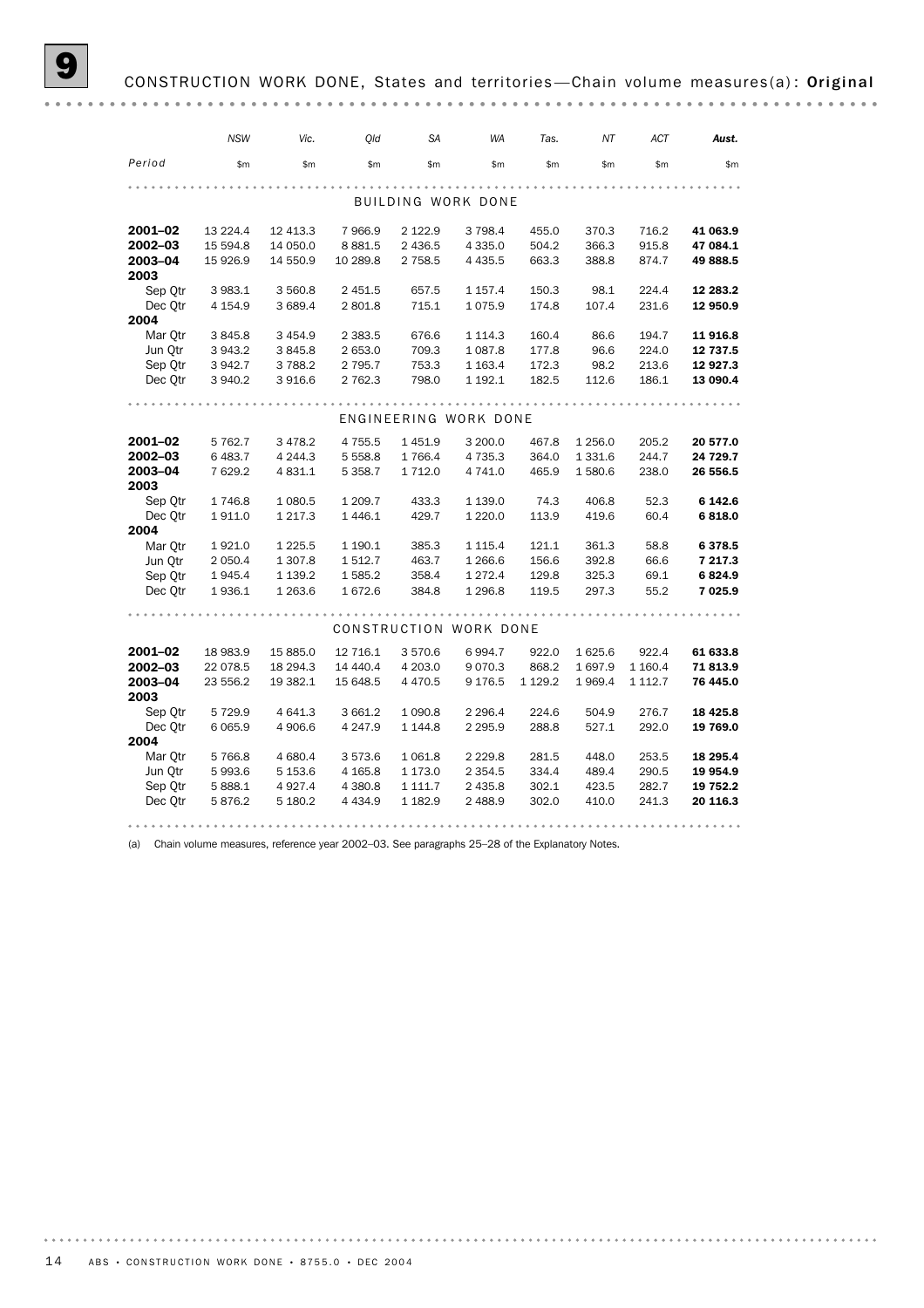# 9 CONSTRUCTION WORK DONE, States and territories—Chain volume measures(a): **Original**

| Period | NSW | Vic. | Qld | SA | WA | Tas. | NT | ACT | Aust. |
|---|---|---|---|---|---|---|---|---|---|
| | $m | $m | $m | $m | $m | $m | $m | $m | $m |
| **BUILDING WORK DONE** | | | | | | | | | |
| **2001–02** | 13 224.4 | 12 413.3 | 7 966.9 | 2 122.9 | 3 798.4 | 455.0 | 370.3 | 716.2 | **41 063.9** |
| **2002–03** | 15 594.8 | 14 050.0 | 8 881.5 | 2 436.5 | 4 335.0 | 504.2 | 366.3 | 915.8 | **47 084.1** |
| **2003–04** | 15 926.9 | 14 550.9 | 10 289.8 | 2 758.5 | 4 435.5 | 663.3 | 388.8 | 874.7 | **49 888.5** |
| **2003** | | | | | | | | | |
| Sep Qtr | 3 983.1 | 3 560.8 | 2 451.5 | 657.5 | 1 157.4 | 150.3 | 98.1 | 224.4 | **12 283.2** |
| Dec Qtr | 4 154.9 | 3 689.4 | 2 801.8 | 715.1 | 1 075.9 | 174.8 | 107.4 | 231.6 | **12 950.9** |
| **2004** | | | | | | | | | |
| Mar Qtr | 3 845.8 | 3 454.9 | 2 383.5 | 676.6 | 1 114.3 | 160.4 | 86.6 | 194.7 | **11 916.8** |
| Jun Qtr | 3 943.2 | 3 845.8 | 2 653.0 | 709.3 | 1 087.8 | 177.8 | 96.6 | 224.0 | **12 737.5** |
| Sep Qtr | 3 942.7 | 3 788.2 | 2 795.7 | 753.3 | 1 163.4 | 172.3 | 98.2 | 213.6 | **12 927.3** |
| Dec Qtr | 3 940.2 | 3 916.6 | 2 762.3 | 798.0 | 1 192.1 | 182.5 | 112.6 | 186.1 | **13 090.4** |
| **ENGINEERING WORK DONE** | | | | | | | | | |
| **2001–02** | 5 762.7 | 3 478.2 | 4 755.5 | 1 451.9 | 3 200.0 | 467.8 | 1 256.0 | 205.2 | **20 577.0** |
| **2002–03** | 6 483.7 | 4 244.3 | 5 558.8 | 1 766.4 | 4 735.3 | 364.0 | 1 331.6 | 244.7 | **24 729.7** |
| **2003–04** | 7 629.2 | 4 831.1 | 5 358.7 | 1 712.0 | 4 741.0 | 465.9 | 1 580.6 | 238.0 | **26 556.5** |
| **2003** | | | | | | | | | |
| Sep Qtr | 1 746.8 | 1 080.5 | 1 209.7 | 433.3 | 1 139.0 | 74.3 | 406.8 | 52.3 | **6 142.6** |
| Dec Qtr | 1 911.0 | 1 217.3 | 1 446.1 | 429.7 | 1 220.0 | 113.9 | 419.6 | 60.4 | **6 818.0** |
| **2004** | | | | | | | | | |
| Mar Qtr | 1 921.0 | 1 225.5 | 1 190.1 | 385.3 | 1 115.4 | 121.1 | 361.3 | 58.8 | **6 378.5** |
| Jun Qtr | 2 050.4 | 1 307.8 | 1 512.7 | 463.7 | 1 266.6 | 156.6 | 392.8 | 66.6 | **7 217.3** |
| Sep Qtr | 1 945.4 | 1 139.2 | 1 585.2 | 358.4 | 1 272.4 | 129.8 | 325.3 | 69.1 | **6 824.9** |
| Dec Qtr | 1 936.1 | 1 263.6 | 1 672.6 | 384.8 | 1 296.8 | 119.5 | 297.3 | 55.2 | **7 025.9** |
| **CONSTRUCTION WORK DONE** | | | | | | | | | |
| **2001–02** | 18 983.9 | 15 885.0 | 12 716.1 | 3 570.6 | 6 994.7 | 922.0 | 1 625.6 | 922.4 | **61 633.8** |
| **2002–03** | 22 078.5 | 18 294.3 | 14 440.4 | 4 203.0 | 9 070.3 | 868.2 | 1 697.9 | 1 160.4 | **71 813.9** |
| **2003–04** | 23 556.2 | 19 382.1 | 15 648.5 | 4 470.5 | 9 176.5 | 1 129.2 | 1 969.4 | 1 112.7 | **76 445.0** |
| **2003** | | | | | | | | | |
| Sep Qtr | 5 729.9 | 4 641.3 | 3 661.2 | 1 090.8 | 2 296.4 | 224.6 | 504.9 | 276.7 | **18 425.8** |
| Dec Qtr | 6 065.9 | 4 906.6 | 4 247.9 | 1 144.8 | 2 295.9 | 288.8 | 527.1 | 292.0 | **19 769.0** |
| **2004** | | | | | | | | | |
| Mar Qtr | 5 766.8 | 4 680.4 | 3 573.6 | 1 061.8 | 2 229.8 | 281.5 | 448.0 | 253.5 | **18 295.4** |
| Jun Qtr | 5 993.6 | 5 153.6 | 4 165.8 | 1 173.0 | 2 354.5 | 334.4 | 489.4 | 290.5 | **19 954.9** |
| Sep Qtr | 5 888.1 | 4 927.4 | 4 380.8 | 1 111.7 | 2 435.8 | 302.1 | 423.5 | 282.7 | **19 752.2** |
| Dec Qtr | 5 876.2 | 5 180.2 | 4 434.9 | 1 182.9 | 2 488.9 | 302.0 | 410.0 | 241.3 | **20 116.3** |

(a) Chain volume measures, reference year 2002–03. See paragraphs 25–28 of the Explanatory Notes.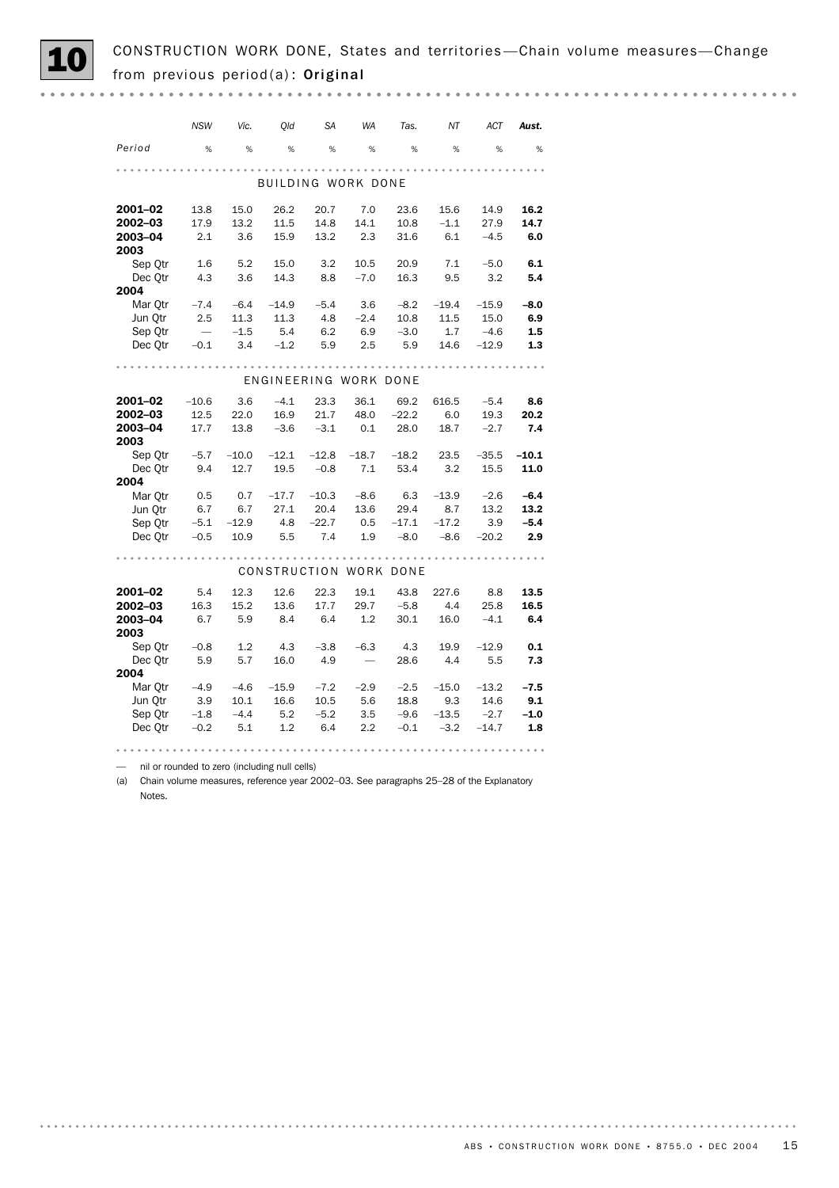# 10 CONSTRUCTION WORK DONE, States and territories—Chain volume measures—Change from previous period(a): Original

| Period | NSW | Vic. | Qld | SA | WA | Tas. | NT | ACT | Aust. |
|---|---|---|---|---|---|---|---|---|---|
| | % | % | % | % | % | % | % | % | % |
| **BUILDING WORK DONE** | | | | | | | | | |
| **2001–02** | 13.8 | 15.0 | 26.2 | 20.7 | 7.0 | 23.6 | 15.6 | 14.9 | **16.2** |
| **2002–03** | 17.9 | 13.2 | 11.5 | 14.8 | 14.1 | 10.8 | –1.1 | 27.9 | **14.7** |
| **2003–04** | 2.1 | 3.6 | 15.9 | 13.2 | 2.3 | 31.6 | 6.1 | –4.5 | **6.0** |
| **2003** | | | | | | | | | |
| Sep Qtr | 1.6 | 5.2 | 15.0 | 3.2 | 10.5 | 20.9 | 7.1 | –5.0 | **6.1** |
| Dec Qtr | 4.3 | 3.6 | 14.3 | 8.8 | –7.0 | 16.3 | 9.5 | 3.2 | **5.4** |
| **2004** | | | | | | | | | |
| Mar Qtr | –7.4 | –6.4 | –14.9 | –5.4 | 3.6 | –8.2 | –19.4 | –15.9 | **–8.0** |
| Jun Qtr | 2.5 | 11.3 | 11.3 | 4.8 | –2.4 | 10.8 | 11.5 | 15.0 | **6.9** |
| Sep Qtr | — | –1.5 | 5.4 | 6.2 | 6.9 | –3.0 | 1.7 | –4.6 | **1.5** |
| Dec Qtr | –0.1 | 3.4 | –1.2 | 5.9 | 2.5 | 5.9 | 14.6 | –12.9 | **1.3** |
| **ENGINEERING WORK DONE** | | | | | | | | | |
| **2001–02** | –10.6 | 3.6 | –4.1 | 23.3 | 36.1 | 69.2 | 616.5 | –5.4 | **8.6** |
| **2002–03** | 12.5 | 22.0 | 16.9 | 21.7 | 48.0 | –22.2 | 6.0 | 19.3 | **20.2** |
| **2003–04** | 17.7 | 13.8 | –3.6 | –3.1 | 0.1 | 28.0 | 18.7 | –2.7 | **7.4** |
| **2003** | | | | | | | | | |
| Sep Qtr | –5.7 | –10.0 | –12.1 | –12.8 | –18.7 | –18.2 | 23.5 | –35.5 | **–10.1** |
| Dec Qtr | 9.4 | 12.7 | 19.5 | –0.8 | 7.1 | 53.4 | 3.2 | 15.5 | **11.0** |
| **2004** | | | | | | | | | |
| Mar Qtr | 0.5 | 0.7 | –17.7 | –10.3 | –8.6 | 6.3 | –13.9 | –2.6 | **–6.4** |
| Jun Qtr | 6.7 | 6.7 | 27.1 | 20.4 | 13.6 | 29.4 | 8.7 | 13.2 | **13.2** |
| Sep Qtr | –5.1 | –12.9 | 4.8 | –22.7 | 0.5 | –17.1 | –17.2 | 3.9 | **–5.4** |
| Dec Qtr | –0.5 | 10.9 | 5.5 | 7.4 | 1.9 | –8.0 | –8.6 | –20.2 | **2.9** |
| **CONSTRUCTION WORK DONE** | | | | | | | | | |
| **2001–02** | 5.4 | 12.3 | 12.6 | 22.3 | 19.1 | 43.8 | 227.6 | 8.8 | **13.5** |
| **2002–03** | 16.3 | 15.2 | 13.6 | 17.7 | 29.7 | –5.8 | 4.4 | 25.8 | **16.5** |
| **2003–04** | 6.7 | 5.9 | 8.4 | 6.4 | 1.2 | 30.1 | 16.0 | –4.1 | **6.4** |
| **2003** | | | | | | | | | |
| Sep Qtr | –0.8 | 1.2 | 4.3 | –3.8 | –6.3 | 4.3 | 19.9 | –12.9 | **0.1** |
| Dec Qtr | 5.9 | 5.7 | 16.0 | 4.9 | — | 28.6 | 4.4 | 5.5 | **7.3** |
| **2004** | | | | | | | | | |
| Mar Qtr | –4.9 | –4.6 | –15.9 | –7.2 | –2.9 | –2.5 | –15.0 | –13.2 | **–7.5** |
| Jun Qtr | 3.9 | 10.1 | 16.6 | 10.5 | 5.6 | 18.8 | 9.3 | 14.6 | **9.1** |
| Sep Qtr | –1.8 | –4.4 | 5.2 | –5.2 | 3.5 | –9.6 | –13.5 | –2.7 | **–1.0** |
| Dec Qtr | –0.2 | 5.1 | 1.2 | 6.4 | 2.2 | –0.1 | –3.2 | –14.7 | **1.8** |

— nil or rounded to zero (including null cells)

(a) Chain volume measures, reference year 2002–03. See paragraphs 25–28 of the Explanatory Notes.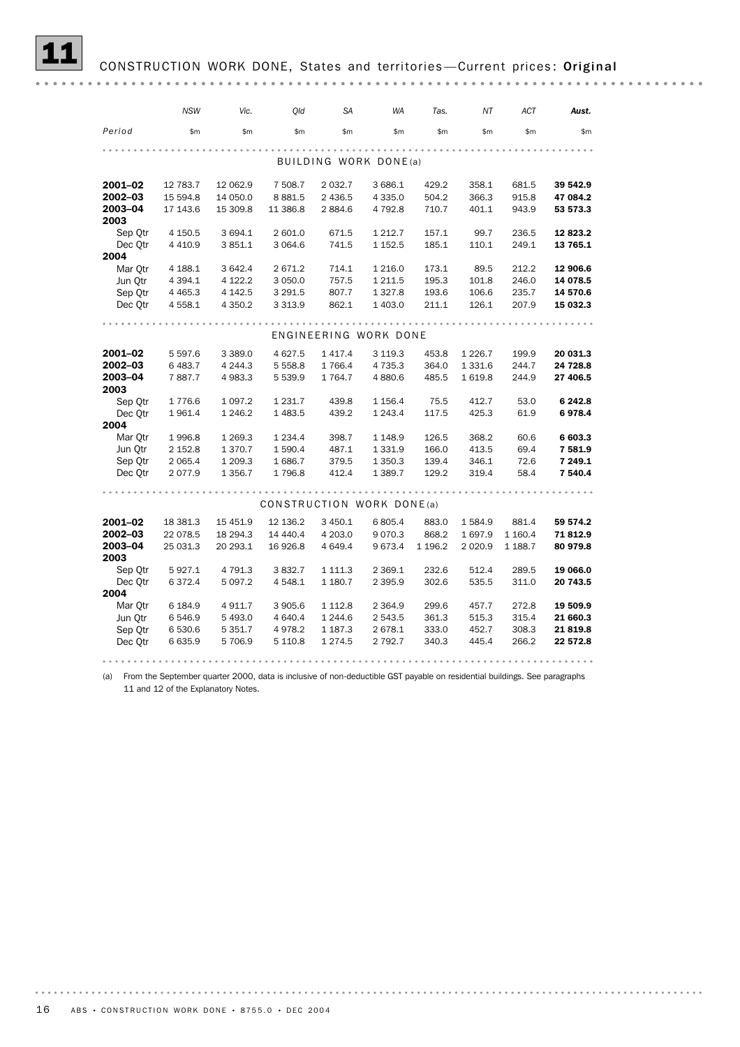# 11 CONSTRUCTION WORK DONE, States and territories—Current prices: **Original**

| Period | NSW | Vic. | Qld | SA | WA | Tas. | NT | ACT | Aust. |
|---|---|---|---|---|---|---|---|---|---|
| | $m | $m | $m | $m | $m | $m | $m | $m | $m |
| **BUILDING WORK DONE(a)** | | | | | | | | | |
| **2001–02** | 12 783.7 | 12 062.9 | 7 508.7 | 2 032.7 | 3 686.1 | 429.2 | 358.1 | 681.5 | **39 542.9** |
| **2002–03** | 15 594.8 | 14 050.0 | 8 881.5 | 2 436.5 | 4 335.0 | 504.2 | 366.3 | 915.8 | **47 084.2** |
| **2003–04** | 17 143.6 | 15 309.8 | 11 386.8 | 2 884.6 | 4 792.8 | 710.7 | 401.1 | 943.9 | **53 573.3** |
| **2003** | | | | | | | | | |
| Sep Qtr | 4 150.5 | 3 694.1 | 2 601.0 | 671.5 | 1 212.7 | 157.1 | 99.7 | 236.5 | **12 823.2** |
| Dec Qtr | 4 410.9 | 3 851.1 | 3 064.6 | 741.5 | 1 152.5 | 185.1 | 110.1 | 249.1 | **13 765.1** |
| **2004** | | | | | | | | | |
| Mar Qtr | 4 188.1 | 3 642.4 | 2 671.2 | 714.1 | 1 216.0 | 173.1 | 89.5 | 212.2 | **12 906.6** |
| Jun Qtr | 4 394.1 | 4 122.2 | 3 050.0 | 757.5 | 1 211.5 | 195.3 | 101.8 | 246.0 | **14 078.5** |
| Sep Qtr | 4 465.3 | 4 142.5 | 3 291.5 | 807.7 | 1 327.8 | 193.6 | 106.6 | 235.7 | **14 570.6** |
| Dec Qtr | 4 558.1 | 4 350.2 | 3 313.9 | 862.1 | 1 403.0 | 211.1 | 126.1 | 207.9 | **15 032.3** |
| **ENGINEERING WORK DONE** | | | | | | | | | |
| **2001–02** | 5 597.6 | 3 389.0 | 4 627.5 | 1 417.4 | 3 119.3 | 453.8 | 1 226.7 | 199.9 | **20 031.3** |
| **2002–03** | 6 483.7 | 4 244.3 | 5 558.8 | 1 766.4 | 4 735.3 | 364.0 | 1 331.6 | 244.7 | **24 728.8** |
| **2003–04** | 7 887.7 | 4 983.3 | 5 539.9 | 1 764.7 | 4 880.6 | 485.5 | 1 619.8 | 244.9 | **27 406.5** |
| **2003** | | | | | | | | | |
| Sep Qtr | 1 776.6 | 1 097.2 | 1 231.7 | 439.8 | 1 156.4 | 75.5 | 412.7 | 53.0 | **6 242.8** |
| Dec Qtr | 1 961.4 | 1 246.2 | 1 483.5 | 439.2 | 1 243.4 | 117.5 | 425.3 | 61.9 | **6 978.4** |
| **2004** | | | | | | | | | |
| Mar Qtr | 1 996.8 | 1 269.3 | 1 234.4 | 398.7 | 1 148.9 | 126.5 | 368.2 | 60.6 | **6 603.3** |
| Jun Qtr | 2 152.8 | 1 370.7 | 1 590.4 | 487.1 | 1 331.9 | 166.0 | 413.5 | 69.4 | **7 581.9** |
| Sep Qtr | 2 065.4 | 1 209.3 | 1 686.7 | 379.5 | 1 350.3 | 139.4 | 346.1 | 72.6 | **7 249.1** |
| Dec Qtr | 2 077.9 | 1 356.7 | 1 796.8 | 412.4 | 1 389.7 | 129.2 | 319.4 | 58.4 | **7 540.4** |
| **CONSTRUCTION WORK DONE(a)** | | | | | | | | | |
| **2001–02** | 18 381.3 | 15 451.9 | 12 136.2 | 3 450.1 | 6 805.4 | 883.0 | 1 584.9 | 881.4 | **59 574.2** |
| **2002–03** | 22 078.5 | 18 294.3 | 14 440.4 | 4 203.0 | 9 070.3 | 868.2 | 1 697.9 | 1 160.4 | **71 812.9** |
| **2003–04** | 25 031.3 | 20 293.1 | 16 926.8 | 4 649.4 | 9 673.4 | 1 196.2 | 2 020.9 | 1 188.7 | **80 979.8** |
| **2003** | | | | | | | | | |
| Sep Qtr | 5 927.1 | 4 791.3 | 3 832.7 | 1 111.3 | 2 369.1 | 232.6 | 512.4 | 289.5 | **19 066.0** |
| Dec Qtr | 6 372.4 | 5 097.2 | 4 548.1 | 1 180.7 | 2 395.9 | 302.6 | 535.5 | 311.0 | **20 743.5** |
| **2004** | | | | | | | | | |
| Mar Qtr | 6 184.9 | 4 911.7 | 3 905.6 | 1 112.8 | 2 364.9 | 299.6 | 457.7 | 272.8 | **19 509.9** |
| Jun Qtr | 6 546.9 | 5 493.0 | 4 640.4 | 1 244.6 | 2 543.5 | 361.3 | 515.3 | 315.4 | **21 660.3** |
| Sep Qtr | 6 530.6 | 5 351.7 | 4 978.2 | 1 187.3 | 2 678.1 | 333.0 | 452.7 | 308.3 | **21 819.8** |
| Dec Qtr | 6 635.9 | 5 706.9 | 5 110.8 | 1 274.5 | 2 792.7 | 340.3 | 445.4 | 266.2 | **22 572.8** |

(a) From the September quarter 2000, data is inclusive of non-deductible GST payable on residential buildings. See paragraphs 11 and 12 of the Explanatory Notes.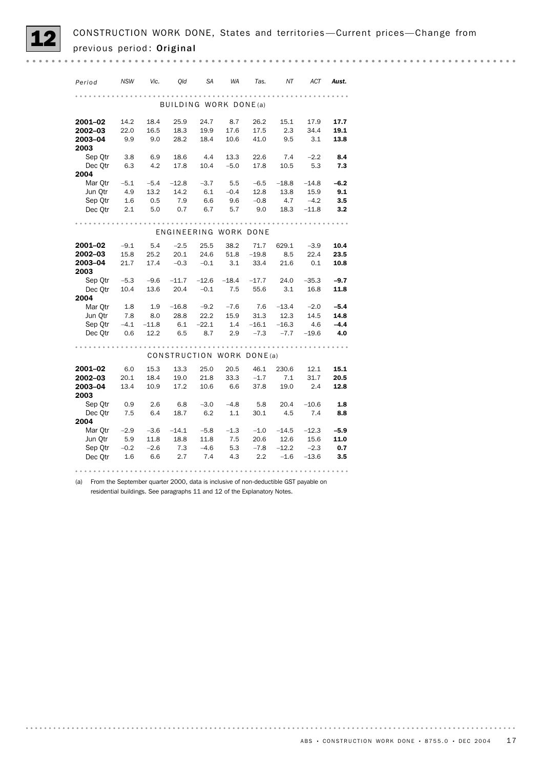# 12 CONSTRUCTION WORK DONE, States and territories—Current prices—Change from previous period: Original

| Period | NSW | Vic. | Qld | SA | WA | Tas. | NT | ACT | Aust. |
|---|---|---|---|---|---|---|---|---|---|
| **BUILDING WORK DONE(a)** | | | | | | | | | |
| **2001–02** | 14.2 | 18.4 | 25.9 | 24.7 | 8.7 | 26.2 | 15.1 | 17.9 | **17.7** |
| **2002–03** | 22.0 | 16.5 | 18.3 | 19.9 | 17.6 | 17.5 | 2.3 | 34.4 | **19.1** |
| **2003–04** | 9.9 | 9.0 | 28.2 | 18.4 | 10.6 | 41.0 | 9.5 | 3.1 | **13.8** |
| **2003** | | | | | | | | | |
| Sep Qtr | 3.8 | 6.9 | 18.6 | 4.4 | 13.3 | 22.6 | 7.4 | –2.2 | **8.4** |
| Dec Qtr | 6.3 | 4.2 | 17.8 | 10.4 | –5.0 | 17.8 | 10.5 | 5.3 | **7.3** |
| **2004** | | | | | | | | | |
| Mar Qtr | –5.1 | –5.4 | –12.8 | –3.7 | 5.5 | –6.5 | –18.8 | –14.8 | **–6.2** |
| Jun Qtr | 4.9 | 13.2 | 14.2 | 6.1 | –0.4 | 12.8 | 13.8 | 15.9 | **9.1** |
| Sep Qtr | 1.6 | 0.5 | 7.9 | 6.6 | 9.6 | –0.8 | 4.7 | –4.2 | **3.5** |
| Dec Qtr | 2.1 | 5.0 | 0.7 | 6.7 | 5.7 | 9.0 | 18.3 | –11.8 | **3.2** |
| **ENGINEERING WORK DONE** | | | | | | | | | |
| **2001–02** | –9.1 | 5.4 | –2.5 | 25.5 | 38.2 | 71.7 | 629.1 | –3.9 | **10.4** |
| **2002–03** | 15.8 | 25.2 | 20.1 | 24.6 | 51.8 | –19.8 | 8.5 | 22.4 | **23.5** |
| **2003–04** | 21.7 | 17.4 | –0.3 | –0.1 | 3.1 | 33.4 | 21.6 | 0.1 | **10.8** |
| **2003** | | | | | | | | | |
| Sep Qtr | –5.3 | –9.6 | –11.7 | –12.6 | –18.4 | –17.7 | 24.0 | –35.3 | **–9.7** |
| Dec Qtr | 10.4 | 13.6 | 20.4 | –0.1 | 7.5 | 55.6 | 3.1 | 16.8 | **11.8** |
| **2004** | | | | | | | | | |
| Mar Qtr | 1.8 | 1.9 | –16.8 | –9.2 | –7.6 | 7.6 | –13.4 | –2.0 | **–5.4** |
| Jun Qtr | 7.8 | 8.0 | 28.8 | 22.2 | 15.9 | 31.3 | 12.3 | 14.5 | **14.8** |
| Sep Qtr | –4.1 | –11.8 | 6.1 | –22.1 | 1.4 | –16.1 | –16.3 | 4.6 | **–4.4** |
| Dec Qtr | 0.6 | 12.2 | 6.5 | 8.7 | 2.9 | –7.3 | –7.7 | –19.6 | **4.0** |
| **CONSTRUCTION WORK DONE(a)** | | | | | | | | | |
| **2001–02** | 6.0 | 15.3 | 13.3 | 25.0 | 20.5 | 46.1 | 230.6 | 12.1 | **15.1** |
| **2002–03** | 20.1 | 18.4 | 19.0 | 21.8 | 33.3 | –1.7 | 7.1 | 31.7 | **20.5** |
| **2003–04** | 13.4 | 10.9 | 17.2 | 10.6 | 6.6 | 37.8 | 19.0 | 2.4 | **12.8** |
| **2003** | | | | | | | | | |
| Sep Qtr | 0.9 | 2.6 | 6.8 | –3.0 | –4.8 | 5.8 | 20.4 | –10.6 | **1.8** |
| Dec Qtr | 7.5 | 6.4 | 18.7 | 6.2 | 1.1 | 30.1 | 4.5 | 7.4 | **8.8** |
| **2004** | | | | | | | | | |
| Mar Qtr | –2.9 | –3.6 | –14.1 | –5.8 | –1.3 | –1.0 | –14.5 | –12.3 | **–5.9** |
| Jun Qtr | 5.9 | 11.8 | 18.8 | 11.8 | 7.5 | 20.6 | 12.6 | 15.6 | **11.0** |
| Sep Qtr | –0.2 | –2.6 | 7.3 | –4.6 | 5.3 | –7.8 | –12.2 | –2.3 | **0.7** |
| Dec Qtr | 1.6 | 6.6 | 2.7 | 7.4 | 4.3 | 2.2 | –1.6 | –13.6 | **3.5** |

(a) From the September quarter 2000, data is inclusive of non-deductible GST payable on residential buildings. See paragraphs 11 and 12 of the Explanatory Notes.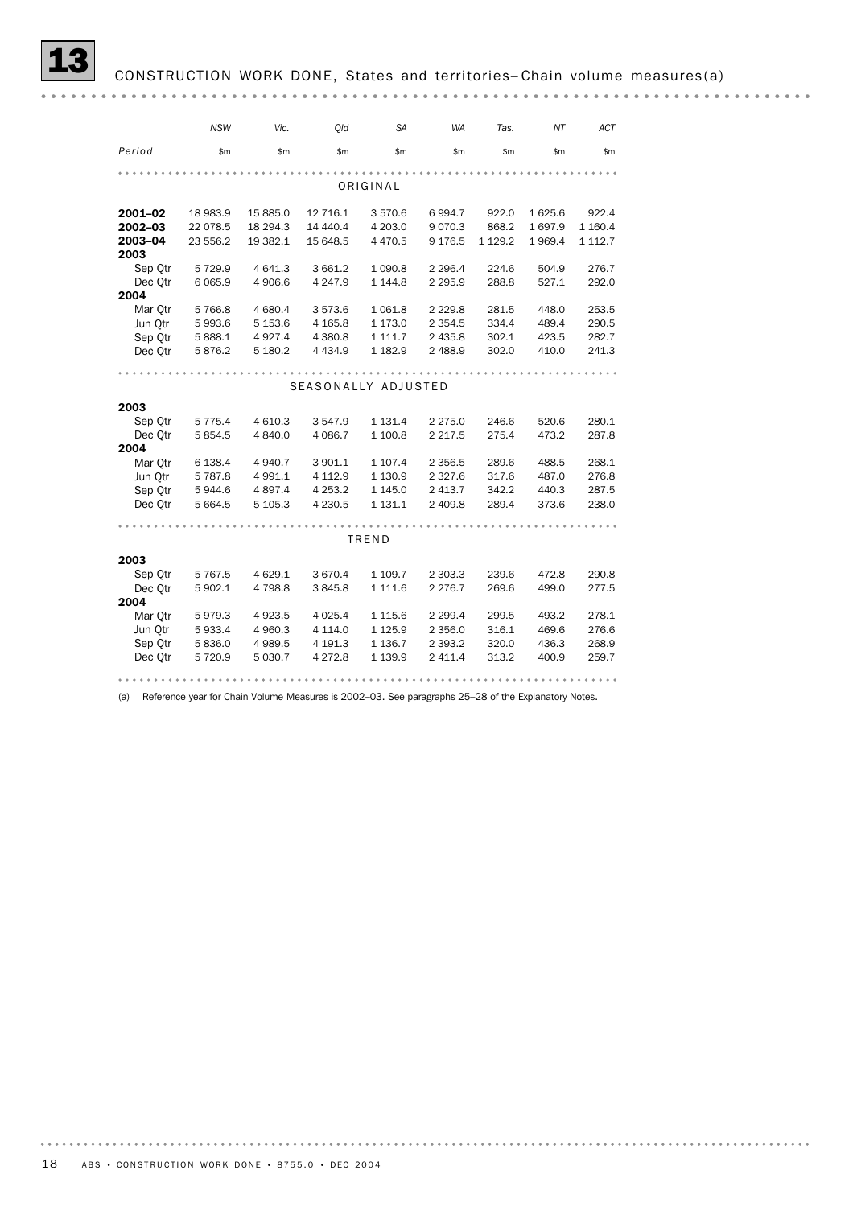## 13 CONSTRUCTION WORK DONE, States and territories—Chain volume measures(a)

| Period | NSW | Vic. | Qld | SA | WA | Tas. | NT | ACT |
|---|---|---|---|---|---|---|---|---|
| | $m | $m | $m | $m | $m | $m | $m | $m |
| **ORIGINAL** | | | | | | | | |
| **2001–02** | 18 983.9 | 15 885.0 | 12 716.1 | 3 570.6 | 6 994.7 | 922.0 | 1 625.6 | 922.4 |
| **2002–03** | 22 078.5 | 18 294.3 | 14 440.4 | 4 203.0 | 9 070.3 | 868.2 | 1 697.9 | 1 160.4 |
| **2003–04** | 23 556.2 | 19 382.1 | 15 648.5 | 4 470.5 | 9 176.5 | 1 129.2 | 1 969.4 | 1 112.7 |
| **2003** | | | | | | | | |
| Sep Qtr | 5 729.9 | 4 641.3 | 3 661.2 | 1 090.8 | 2 296.4 | 224.6 | 504.9 | 276.7 |
| Dec Qtr | 6 065.9 | 4 906.6 | 4 247.9 | 1 144.8 | 2 295.9 | 288.8 | 527.1 | 292.0 |
| **2004** | | | | | | | | |
| Mar Qtr | 5 766.8 | 4 680.4 | 3 573.6 | 1 061.8 | 2 229.8 | 281.5 | 448.0 | 253.5 |
| Jun Qtr | 5 993.6 | 5 153.6 | 4 165.8 | 1 173.0 | 2 354.5 | 334.4 | 489.4 | 290.5 |
| Sep Qtr | 5 888.1 | 4 927.4 | 4 380.8 | 1 111.7 | 2 435.8 | 302.1 | 423.5 | 282.7 |
| Dec Qtr | 5 876.2 | 5 180.2 | 4 434.9 | 1 182.9 | 2 488.9 | 302.0 | 410.0 | 241.3 |
| **SEASONALLY ADJUSTED** | | | | | | | | |
| **2003** | | | | | | | | |
| Sep Qtr | 5 775.4 | 4 610.3 | 3 547.9 | 1 131.4 | 2 275.0 | 246.6 | 520.6 | 280.1 |
| Dec Qtr | 5 854.5 | 4 840.0 | 4 086.7 | 1 100.8 | 2 217.5 | 275.4 | 473.2 | 287.8 |
| **2004** | | | | | | | | |
| Mar Qtr | 6 138.4 | 4 940.7 | 3 901.1 | 1 107.4 | 2 356.5 | 289.6 | 488.5 | 268.1 |
| Jun Qtr | 5 787.8 | 4 991.1 | 4 112.9 | 1 130.9 | 2 327.6 | 317.6 | 487.0 | 276.8 |
| Sep Qtr | 5 944.6 | 4 897.4 | 4 253.2 | 1 145.0 | 2 413.7 | 342.2 | 440.3 | 287.5 |
| Dec Qtr | 5 664.5 | 5 105.3 | 4 230.5 | 1 131.1 | 2 409.8 | 289.4 | 373.6 | 238.0 |
| **TREND** | | | | | | | | |
| **2003** | | | | | | | | |
| Sep Qtr | 5 767.5 | 4 629.1 | 3 670.4 | 1 109.7 | 2 303.3 | 239.6 | 472.8 | 290.8 |
| Dec Qtr | 5 902.1 | 4 798.8 | 3 845.8 | 1 111.6 | 2 276.7 | 269.6 | 499.0 | 277.5 |
| **2004** | | | | | | | | |
| Mar Qtr | 5 979.3 | 4 923.5 | 4 025.4 | 1 115.6 | 2 299.4 | 299.5 | 493.2 | 278.1 |
| Jun Qtr | 5 933.4 | 4 960.3 | 4 114.0 | 1 125.9 | 2 356.0 | 316.1 | 469.6 | 276.6 |
| Sep Qtr | 5 836.0 | 4 989.5 | 4 191.3 | 1 136.7 | 2 393.2 | 320.0 | 436.3 | 268.9 |
| Dec Qtr | 5 720.9 | 5 030.7 | 4 272.8 | 1 139.9 | 2 411.4 | 313.2 | 400.9 | 259.7 |

(a) Reference year for Chain Volume Measures is 2002–03. See paragraphs 25–28 of the Explanatory Notes.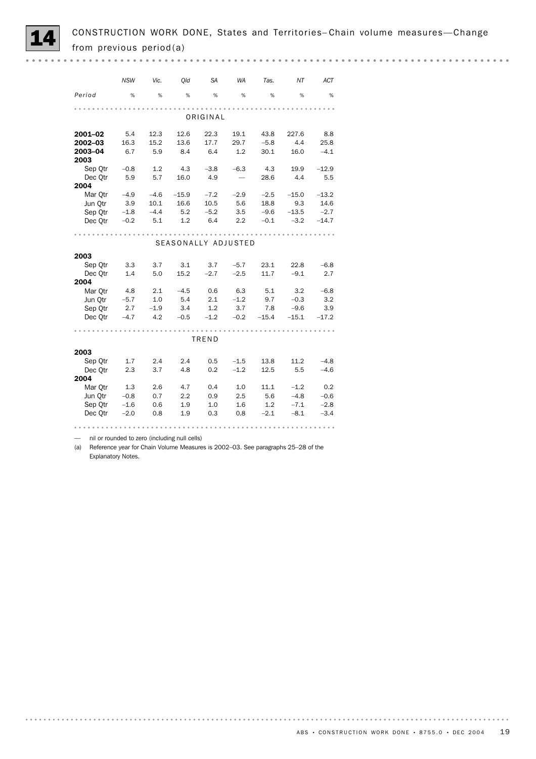## 14 CONSTRUCTION WORK DONE, States and Territories–Chain volume measures—Change from previous period(a)

| Period | NSW | Vic. | Qld | SA | WA | Tas. | NT | ACT |
|---|---|---|---|---|---|---|---|---|
| | % | % | % | % | % | % | % | % |
| **ORIGINAL** | | | | | | | | |
| **2001–02** | 5.4 | 12.3 | 12.6 | 22.3 | 19.1 | 43.8 | 227.6 | 8.8 |
| **2002–03** | 16.3 | 15.2 | 13.6 | 17.7 | 29.7 | –5.8 | 4.4 | 25.8 |
| **2003–04** | 6.7 | 5.9 | 8.4 | 6.4 | 1.2 | 30.1 | 16.0 | –4.1 |
| **2003** | | | | | | | | |
| Sep Qtr | –0.8 | 1.2 | 4.3 | –3.8 | –6.3 | 4.3 | 19.9 | –12.9 |
| Dec Qtr | 5.9 | 5.7 | 16.0 | 4.9 | — | 28.6 | 4.4 | 5.5 |
| **2004** | | | | | | | | |
| Mar Qtr | –4.9 | –4.6 | –15.9 | –7.2 | –2.9 | –2.5 | –15.0 | –13.2 |
| Jun Qtr | 3.9 | 10.1 | 16.6 | 10.5 | 5.6 | 18.8 | 9.3 | 14.6 |
| Sep Qtr | –1.8 | –4.4 | 5.2 | –5.2 | 3.5 | –9.6 | –13.5 | –2.7 |
| Dec Qtr | –0.2 | 5.1 | 1.2 | 6.4 | 2.2 | –0.1 | –3.2 | –14.7 |
| **SEASONALLY ADJUSTED** | | | | | | | | |
| **2003** | | | | | | | | |
| Sep Qtr | 3.3 | 3.7 | 3.1 | 3.7 | –5.7 | 23.1 | 22.8 | –6.8 |
| Dec Qtr | 1.4 | 5.0 | 15.2 | –2.7 | –2.5 | 11.7 | –9.1 | 2.7 |
| **2004** | | | | | | | | |
| Mar Qtr | 4.8 | 2.1 | –4.5 | 0.6 | 6.3 | 5.1 | 3.2 | –6.8 |
| Jun Qtr | –5.7 | 1.0 | 5.4 | 2.1 | –1.2 | 9.7 | –0.3 | 3.2 |
| Sep Qtr | 2.7 | –1.9 | 3.4 | 1.2 | 3.7 | 7.8 | –9.6 | 3.9 |
| Dec Qtr | –4.7 | 4.2 | –0.5 | –1.2 | –0.2 | –15.4 | –15.1 | –17.2 |
| **TREND** | | | | | | | | |
| **2003** | | | | | | | | |
| Sep Qtr | 1.7 | 2.4 | 2.4 | 0.5 | –1.5 | 13.8 | 11.2 | –4.8 |
| Dec Qtr | 2.3 | 3.7 | 4.8 | 0.2 | –1.2 | 12.5 | 5.5 | –4.6 |
| **2004** | | | | | | | | |
| Mar Qtr | 1.3 | 2.6 | 4.7 | 0.4 | 1.0 | 11.1 | –1.2 | 0.2 |
| Jun Qtr | –0.8 | 0.7 | 2.2 | 0.9 | 2.5 | 5.6 | –4.8 | –0.6 |
| Sep Qtr | –1.6 | 0.6 | 1.9 | 1.0 | 1.6 | 1.2 | –7.1 | –2.8 |
| Dec Qtr | –2.0 | 0.8 | 1.9 | 0.3 | 0.8 | –2.1 | –8.1 | –3.4 |

— nil or rounded to zero (including null cells)

(a) Reference year for Chain Volume Measures is 2002–03. See paragraphs 25–28 of the Explanatory Notes.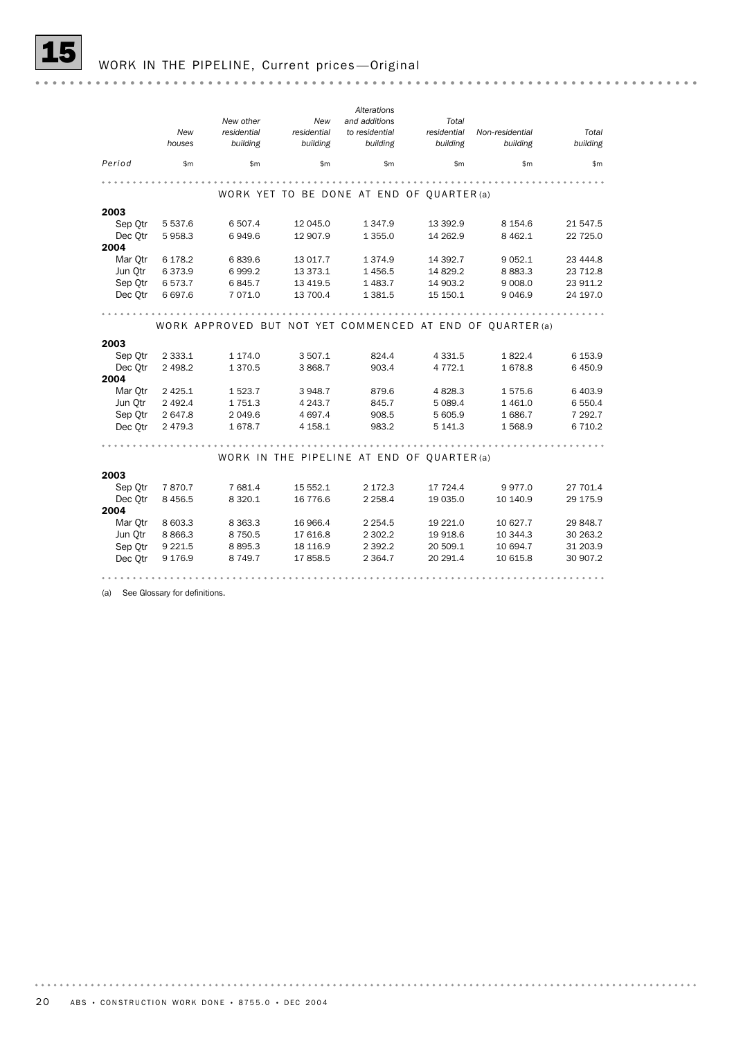## 15 WORK IN THE PIPELINE, Current prices—Original

| Period | New houses | New other residential building | New residential building | Alterations and additions to residential building | Total residential building | Non-residential building | Total building |
|---|---|---|---|---|---|---|---|
| | $m | $m | $m | $m | $m | $m | $m |
| **WORK YET TO BE DONE AT END OF QUARTER (a)** | | | | | | | |
| **2003** | | | | | | | |
| Sep Qtr | 5 537.6 | 6 507.4 | 12 045.0 | 1 347.9 | 13 392.9 | 8 154.6 | 21 547.5 |
| Dec Qtr | 5 958.3 | 6 949.6 | 12 907.9 | 1 355.0 | 14 262.9 | 8 462.1 | 22 725.0 |
| **2004** | | | | | | | |
| Mar Qtr | 6 178.2 | 6 839.6 | 13 017.7 | 1 374.9 | 14 392.7 | 9 052.1 | 23 444.8 |
| Jun Qtr | 6 373.9 | 6 999.2 | 13 373.1 | 1 456.5 | 14 829.2 | 8 883.3 | 23 712.8 |
| Sep Qtr | 6 573.7 | 6 845.7 | 13 419.5 | 1 483.7 | 14 903.2 | 9 008.0 | 23 911.2 |
| Dec Qtr | 6 697.6 | 7 071.0 | 13 700.4 | 1 381.5 | 15 150.1 | 9 046.9 | 24 197.0 |
| **WORK APPROVED BUT NOT YET COMMENCED AT END OF QUARTER (a)** | | | | | | | |
| **2003** | | | | | | | |
| Sep Qtr | 2 333.1 | 1 174.0 | 3 507.1 | 824.4 | 4 331.5 | 1 822.4 | 6 153.9 |
| Dec Qtr | 2 498.2 | 1 370.5 | 3 868.7 | 903.4 | 4 772.1 | 1 678.8 | 6 450.9 |
| **2004** | | | | | | | |
| Mar Qtr | 2 425.1 | 1 523.7 | 3 948.7 | 879.6 | 4 828.3 | 1 575.6 | 6 403.9 |
| Jun Qtr | 2 492.4 | 1 751.3 | 4 243.7 | 845.7 | 5 089.4 | 1 461.0 | 6 550.4 |
| Sep Qtr | 2 647.8 | 2 049.6 | 4 697.4 | 908.5 | 5 605.9 | 1 686.7 | 7 292.7 |
| Dec Qtr | 2 479.3 | 1 678.7 | 4 158.1 | 983.2 | 5 141.3 | 1 568.9 | 6 710.2 |
| **WORK IN THE PIPELINE AT END OF QUARTER (a)** | | | | | | | |
| **2003** | | | | | | | |
| Sep Qtr | 7 870.7 | 7 681.4 | 15 552.1 | 2 172.3 | 17 724.4 | 9 977.0 | 27 701.4 |
| Dec Qtr | 8 456.5 | 8 320.1 | 16 776.6 | 2 258.4 | 19 035.0 | 10 140.9 | 29 175.9 |
| **2004** | | | | | | | |
| Mar Qtr | 8 603.3 | 8 363.3 | 16 966.4 | 2 254.5 | 19 221.0 | 10 627.7 | 29 848.7 |
| Jun Qtr | 8 866.3 | 8 750.5 | 17 616.8 | 2 302.2 | 19 918.6 | 10 344.3 | 30 263.2 |
| Sep Qtr | 9 221.5 | 8 895.3 | 18 116.9 | 2 392.2 | 20 509.1 | 10 694.7 | 31 203.9 |
| Dec Qtr | 9 176.9 | 8 749.7 | 17 858.5 | 2 364.7 | 20 291.4 | 10 615.8 | 30 907.2 |

(a) See Glossary for definitions.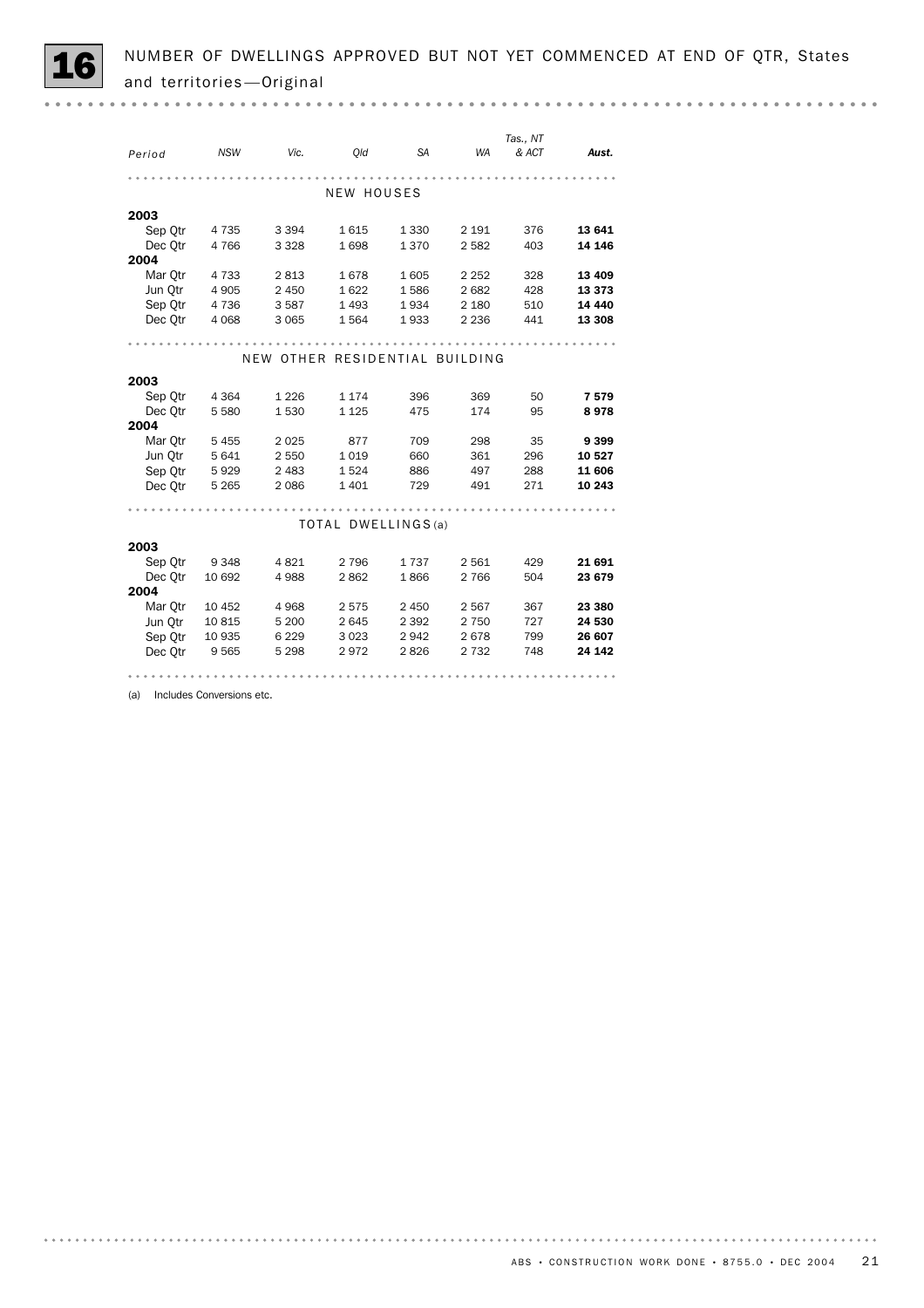# 16 NUMBER OF DWELLINGS APPROVED BUT NOT YET COMMENCED AT END OF QTR, States and territories—Original

| Period | NSW | Vic. | Qld | SA | WA | Tas., NT & ACT | Aust. |
|---|---|---|---|---|---|---|---|
| **NEW HOUSES** | | | | | | | |
| **2003** | | | | | | | |
| Sep Qtr | 4 735 | 3 394 | 1 615 | 1 330 | 2 191 | 376 | **13 641** |
| Dec Qtr | 4 766 | 3 328 | 1 698 | 1 370 | 2 582 | 403 | **14 146** |
| **2004** | | | | | | | |
| Mar Qtr | 4 733 | 2 813 | 1 678 | 1 605 | 2 252 | 328 | **13 409** |
| Jun Qtr | 4 905 | 2 450 | 1 622 | 1 586 | 2 682 | 428 | **13 373** |
| Sep Qtr | 4 736 | 3 587 | 1 493 | 1 934 | 2 180 | 510 | **14 440** |
| Dec Qtr | 4 068 | 3 065 | 1 564 | 1 933 | 2 236 | 441 | **13 308** |
| **NEW OTHER RESIDENTIAL BUILDING** | | | | | | | |
| **2003** | | | | | | | |
| Sep Qtr | 4 364 | 1 226 | 1 174 | 396 | 369 | 50 | **7 579** |
| Dec Qtr | 5 580 | 1 530 | 1 125 | 475 | 174 | 95 | **8 978** |
| **2004** | | | | | | | |
| Mar Qtr | 5 455 | 2 025 | 877 | 709 | 298 | 35 | **9 399** |
| Jun Qtr | 5 641 | 2 550 | 1 019 | 660 | 361 | 296 | **10 527** |
| Sep Qtr | 5 929 | 2 483 | 1 524 | 886 | 497 | 288 | **11 606** |
| Dec Qtr | 5 265 | 2 086 | 1 401 | 729 | 491 | 271 | **10 243** |
| **TOTAL DWELLINGS(a)** | | | | | | | |
| **2003** | | | | | | | |
| Sep Qtr | 9 348 | 4 821 | 2 796 | 1 737 | 2 561 | 429 | **21 691** |
| Dec Qtr | 10 692 | 4 988 | 2 862 | 1 866 | 2 766 | 504 | **23 679** |
| **2004** | | | | | | | |
| Mar Qtr | 10 452 | 4 968 | 2 575 | 2 450 | 2 567 | 367 | **23 380** |
| Jun Qtr | 10 815 | 5 200 | 2 645 | 2 392 | 2 750 | 727 | **24 530** |
| Sep Qtr | 10 935 | 6 229 | 3 023 | 2 942 | 2 678 | 799 | **26 607** |
| Dec Qtr | 9 565 | 5 298 | 2 972 | 2 826 | 2 732 | 748 | **24 142** |

(a) Includes Conversions etc.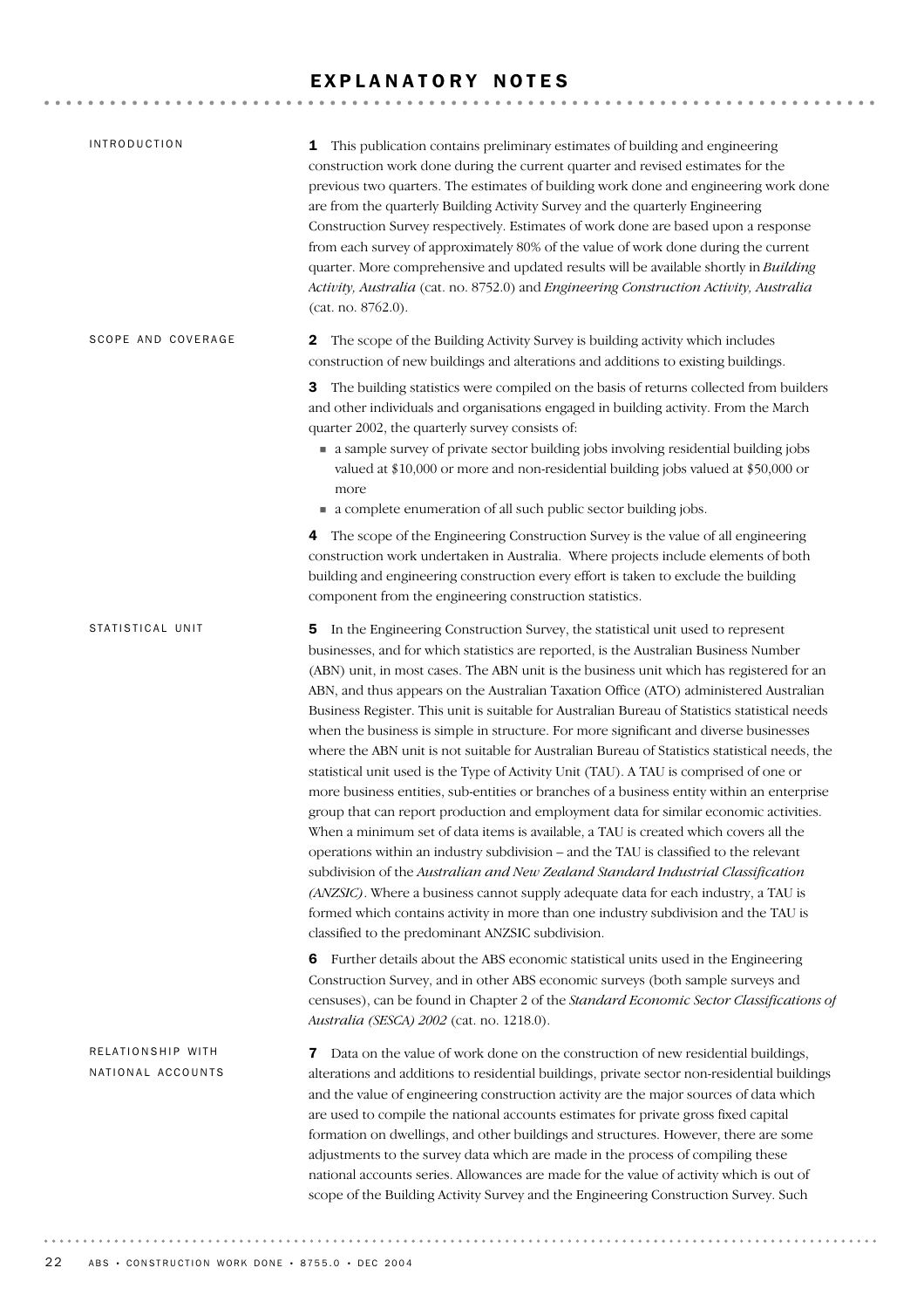# EXPLANATORY NOTES

## INTRODUCTION

**1** This publication contains preliminary estimates of building and engineering construction work done during the current quarter and revised estimates for the previous two quarters. The estimates of building work done and engineering work done are from the quarterly Building Activity Survey and the quarterly Engineering Construction Survey respectively. Estimates of work done are based upon a response from each survey of approximately 80% of the value of work done during the current quarter. More comprehensive and updated results will be available shortly in *Building Activity, Australia* (cat. no. 8752.0) and *Engineering Construction Activity, Australia* (cat. no. 8762.0).

## SCOPE AND COVERAGE

**2** The scope of the Building Activity Survey is building activity which includes construction of new buildings and alterations and additions to existing buildings.

**3** The building statistics were compiled on the basis of returns collected from builders and other individuals and organisations engaged in building activity. From the March quarter 2002, the quarterly survey consists of:

- a sample survey of private sector building jobs involving residential building jobs valued at $10,000 or more and non-residential building jobs valued at $50,000 or more
- a complete enumeration of all such public sector building jobs.

**4** The scope of the Engineering Construction Survey is the value of all engineering construction work undertaken in Australia. Where projects include elements of both building and engineering construction every effort is taken to exclude the building component from the engineering construction statistics.

## STATISTICAL UNIT

**5** In the Engineering Construction Survey, the statistical unit used to represent businesses, and for which statistics are reported, is the Australian Business Number (ABN) unit, in most cases. The ABN unit is the business unit which has registered for an ABN, and thus appears on the Australian Taxation Office (ATO) administered Australian Business Register. This unit is suitable for Australian Bureau of Statistics statistical needs when the business is simple in structure. For more significant and diverse businesses where the ABN unit is not suitable for Australian Bureau of Statistics statistical needs, the statistical unit used is the Type of Activity Unit (TAU). A TAU is comprised of one or more business entities, sub-entities or branches of a business entity within an enterprise group that can report production and employment data for similar economic activities. When a minimum set of data items is available, a TAU is created which covers all the operations within an industry subdivision – and the TAU is classified to the relevant subdivision of the *Australian and New Zealand Standard Industrial Classification (ANZSIC)*. Where a business cannot supply adequate data for each industry, a TAU is formed which contains activity in more than one industry subdivision and the TAU is classified to the predominant ANZSIC subdivision.

**6** Further details about the ABS economic statistical units used in the Engineering Construction Survey, and in other ABS economic surveys (both sample surveys and censuses), can be found in Chapter 2 of the *Standard Economic Sector Classifications of Australia (SESCA) 2002* (cat. no. 1218.0).

## RELATIONSHIP WITH NATIONAL ACCOUNTS

**7** Data on the value of work done on the construction of new residential buildings, alterations and additions to residential buildings, private sector non-residential buildings and the value of engineering construction activity are the major sources of data which are used to compile the national accounts estimates for private gross fixed capital formation on dwellings, and other buildings and structures. However, there are some adjustments to the survey data which are made in the process of compiling these national accounts series. Allowances are made for the value of activity which is out of scope of the Building Activity Survey and the Engineering Construction Survey. Such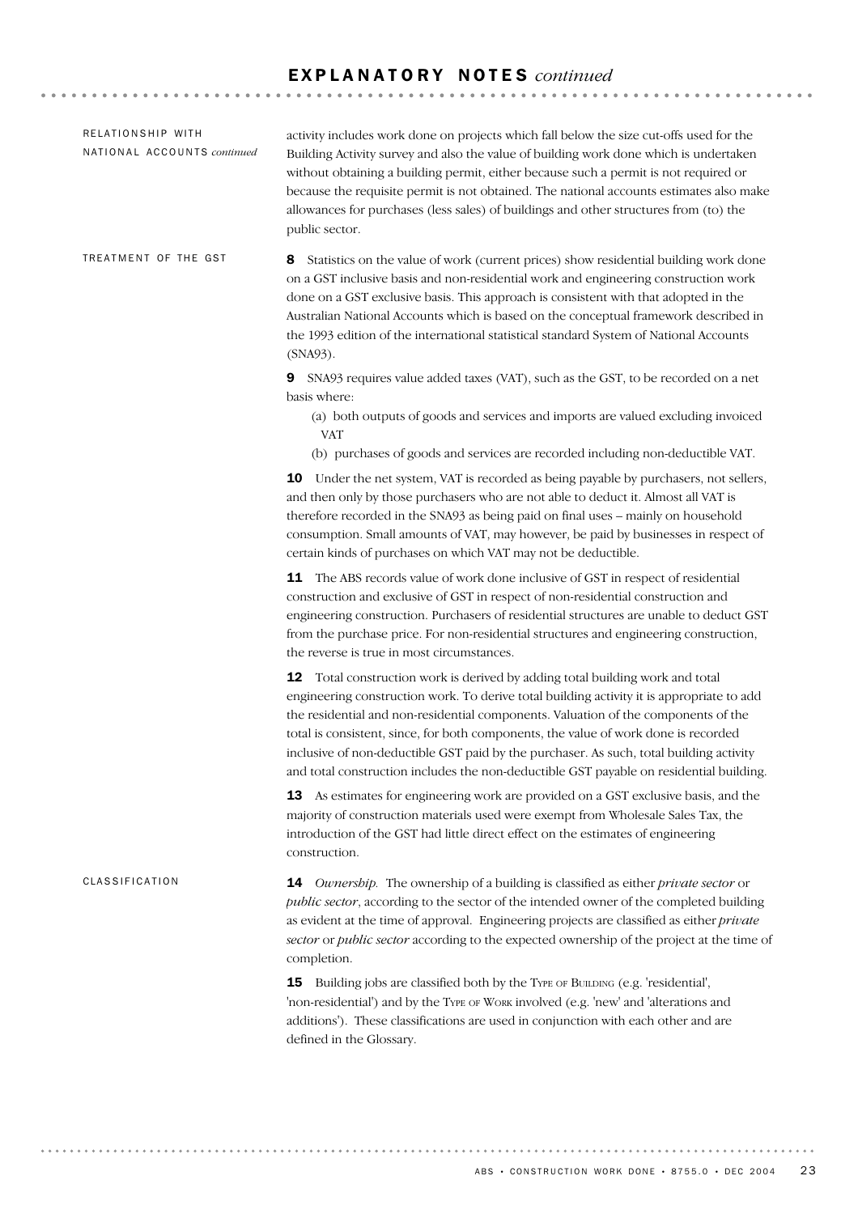## RELATIONSHIP WITH NATIONAL ACCOUNTS *continued*

activity includes work done on projects which fall below the size cut-offs used for the Building Activity survey and also the value of building work done which is undertaken without obtaining a building permit, either because such a permit is not required or because the requisite permit is not obtained. The national accounts estimates also make allowances for purchases (less sales) of buildings and other structures from (to) the public sector.

## TREATMENT OF THE GST

**8** Statistics on the value of work (current prices) show residential building work done on a GST inclusive basis and non-residential work and engineering construction work done on a GST exclusive basis. This approach is consistent with that adopted in the Australian National Accounts which is based on the conceptual framework described in the 1993 edition of the international statistical standard System of National Accounts (SNA93).

**9** SNA93 requires value added taxes (VAT), such as the GST, to be recorded on a net basis where:

- (a) both outputs of goods and services and imports are valued excluding invoiced VAT
- (b) purchases of goods and services are recorded including non-deductible VAT.

**10** Under the net system, VAT is recorded as being payable by purchasers, not sellers, and then only by those purchasers who are not able to deduct it. Almost all VAT is therefore recorded in the SNA93 as being paid on final uses – mainly on household consumption. Small amounts of VAT, may however, be paid by businesses in respect of certain kinds of purchases on which VAT may not be deductible.

**11** The ABS records value of work done inclusive of GST in respect of residential construction and exclusive of GST in respect of non-residential construction and engineering construction. Purchasers of residential structures are unable to deduct GST from the purchase price. For non-residential structures and engineering construction, the reverse is true in most circumstances.

**12** Total construction work is derived by adding total building work and total engineering construction work. To derive total building activity it is appropriate to add the residential and non-residential components. Valuation of the components of the total is consistent, since, for both components, the value of work done is recorded inclusive of non-deductible GST paid by the purchaser. As such, total building activity and total construction includes the non-deductible GST payable on residential building.

**13** As estimates for engineering work are provided on a GST exclusive basis, and the majority of construction materials used were exempt from Wholesale Sales Tax, the introduction of the GST had little direct effect on the estimates of engineering construction.

## CLASSIFICATION

**14** *Ownership.* The ownership of a building is classified as either *private sector* or *public sector*, according to the sector of the intended owner of the completed building as evident at the time of approval. Engineering projects are classified as either *private sector* or *public sector* according to the expected ownership of the project at the time of completion.

**15** Building jobs are classified both by the TYPE OF BUILDING (e.g. 'residential', 'non-residential') and by the TYPE OF WORK involved (e.g. 'new' and 'alterations and additions'). These classifications are used in conjunction with each other and are defined in the Glossary.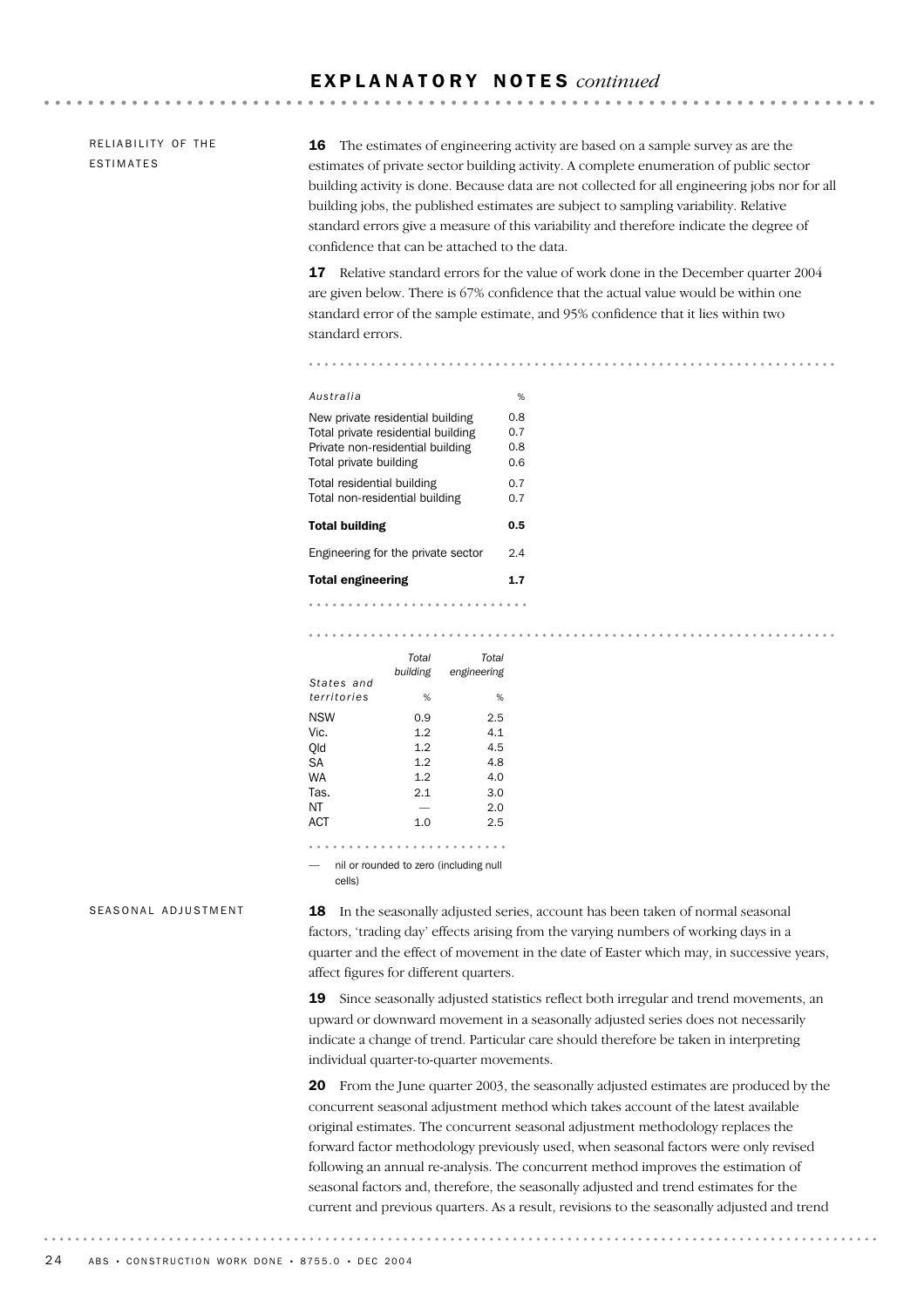# EXPLANATORY NOTES *continued*

## RELIABILITY OF THE ESTIMATES

**16** The estimates of engineering activity are based on a sample survey as are the estimates of private sector building activity. A complete enumeration of public sector building activity is done. Because data are not collected for all engineering jobs nor for all building jobs, the published estimates are subject to sampling variability. Relative standard errors give a measure of this variability and therefore indicate the degree of confidence that can be attached to the data.

**17** Relative standard errors for the value of work done in the December quarter 2004 are given below. There is 67% confidence that the actual value would be within one standard error of the sample estimate, and 95% confidence that it lies within two standard errors.

| *Australia* | % |
|---|---|
| New private residential building | 0.8 |
| Total private residential building | 0.7 |
| Private non-residential building | 0.8 |
| Total private building | 0.6 |
| Total residential building | 0.7 |
| Total non-residential building | 0.7 |
| **Total building** | **0.5** |
| Engineering for the private sector | 2.4 |
| **Total engineering** | **1.7** |

| *States and territories* | *Total building* | *Total engineering* |
|---|---|---|
| | % | % |
| NSW | 0.9 | 2.5 |
| Vic. | 1.2 | 4.1 |
| Qld | 1.2 | 4.5 |
| SA | 1.2 | 4.8 |
| WA | 1.2 | 4.0 |
| Tas. | 2.1 | 3.0 |
| NT | — | 2.0 |
| ACT | 1.0 | 2.5 |

— nil or rounded to zero (including null cells)

## SEASONAL ADJUSTMENT

**18** In the seasonally adjusted series, account has been taken of normal seasonal factors, 'trading day' effects arising from the varying numbers of working days in a quarter and the effect of movement in the date of Easter which may, in successive years, affect figures for different quarters.

**19** Since seasonally adjusted statistics reflect both irregular and trend movements, an upward or downward movement in a seasonally adjusted series does not necessarily indicate a change of trend. Particular care should therefore be taken in interpreting individual quarter-to-quarter movements.

**20** From the June quarter 2003, the seasonally adjusted estimates are produced by the concurrent seasonal adjustment method which takes account of the latest available original estimates. The concurrent seasonal adjustment methodology replaces the forward factor methodology previously used, when seasonal factors were only revised following an annual re-analysis. The concurrent method improves the estimation of seasonal factors and, therefore, the seasonally adjusted and trend estimates for the current and previous quarters. As a result, revisions to the seasonally adjusted and trend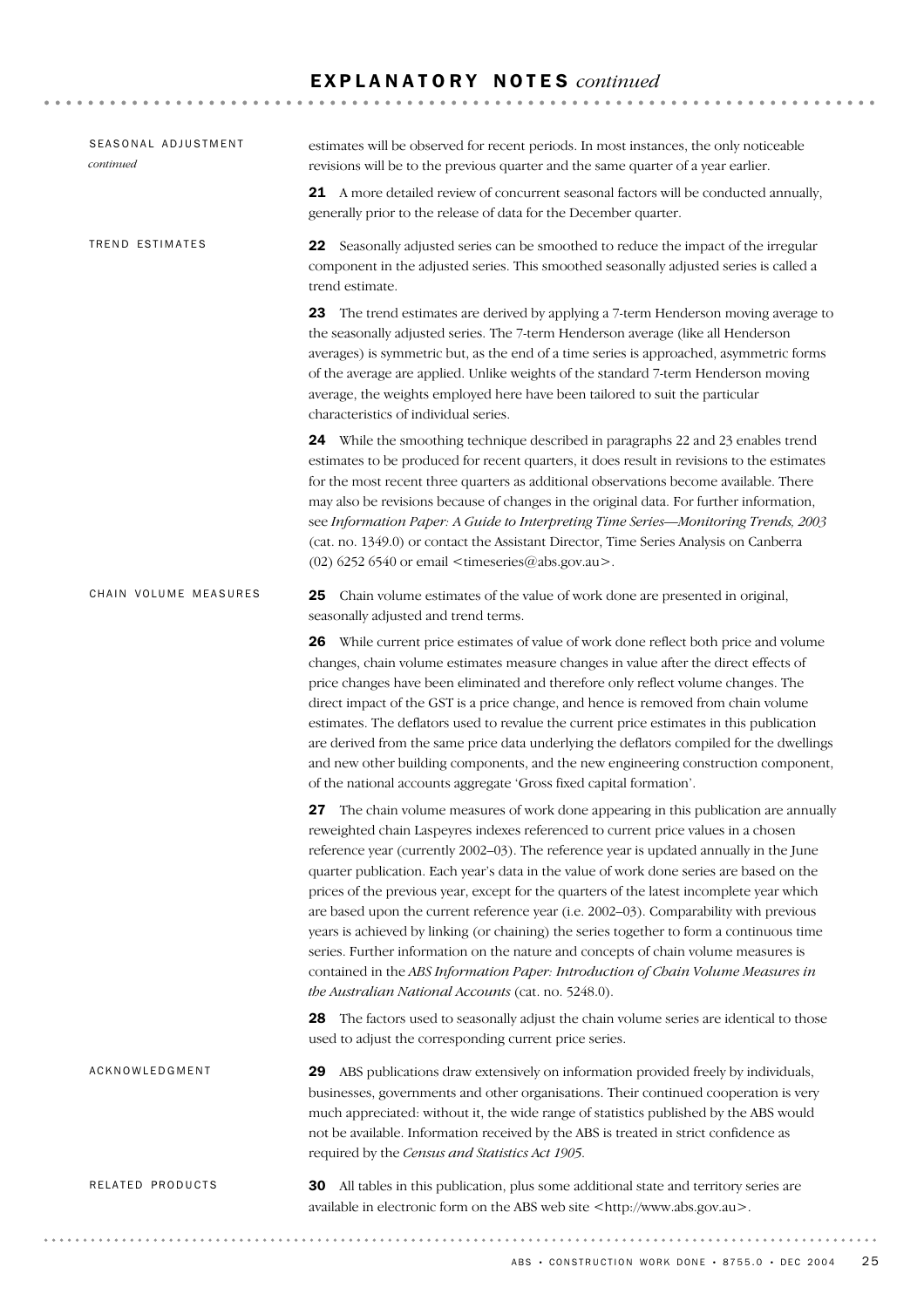## SEASONAL ADJUSTMENT *continued*

estimates will be observed for recent periods. In most instances, the only noticeable revisions will be to the previous quarter and the same quarter of a year earlier.

**21** A more detailed review of concurrent seasonal factors will be conducted annually, generally prior to the release of data for the December quarter.

## TREND ESTIMATES

**22** Seasonally adjusted series can be smoothed to reduce the impact of the irregular component in the adjusted series. This smoothed seasonally adjusted series is called a trend estimate.

**23** The trend estimates are derived by applying a 7-term Henderson moving average to the seasonally adjusted series. The 7-term Henderson average (like all Henderson averages) is symmetric but, as the end of a time series is approached, asymmetric forms of the average are applied. Unlike weights of the standard 7-term Henderson moving average, the weights employed here have been tailored to suit the particular characteristics of individual series.

**24** While the smoothing technique described in paragraphs 22 and 23 enables trend estimates to be produced for recent quarters, it does result in revisions to the estimates for the most recent three quarters as additional observations become available. There may also be revisions because of changes in the original data. For further information, see *Information Paper: A Guide to Interpreting Time Series—Monitoring Trends, 2003* (cat. no. 1349.0) or contact the Assistant Director, Time Series Analysis on Canberra (02) 6252 6540 or email <timeseries@abs.gov.au>.

## CHAIN VOLUME MEASURES

**25** Chain volume estimates of the value of work done are presented in original, seasonally adjusted and trend terms.

**26** While current price estimates of value of work done reflect both price and volume changes, chain volume estimates measure changes in value after the direct effects of price changes have been eliminated and therefore only reflect volume changes. The direct impact of the GST is a price change, and hence is removed from chain volume estimates. The deflators used to revalue the current price estimates in this publication are derived from the same price data underlying the deflators compiled for the dwellings and new other building components, and the new engineering construction component, of the national accounts aggregate 'Gross fixed capital formation'.

**27** The chain volume measures of work done appearing in this publication are annually reweighted chain Laspeyres indexes referenced to current price values in a chosen reference year (currently 2002–03). The reference year is updated annually in the June quarter publication. Each year's data in the value of work done series are based on the prices of the previous year, except for the quarters of the latest incomplete year which are based upon the current reference year (i.e. 2002–03). Comparability with previous years is achieved by linking (or chaining) the series together to form a continuous time series. Further information on the nature and concepts of chain volume measures is contained in the *ABS Information Paper: Introduction of Chain Volume Measures in the Australian National Accounts* (cat. no. 5248.0).

**28** The factors used to seasonally adjust the chain volume series are identical to those used to adjust the corresponding current price series.

## ACKNOWLEDGMENT

**29** ABS publications draw extensively on information provided freely by individuals, businesses, governments and other organisations. Their continued cooperation is very much appreciated: without it, the wide range of statistics published by the ABS would not be available. Information received by the ABS is treated in strict confidence as required by the *Census and Statistics Act 1905*.

## RELATED PRODUCTS

**30** All tables in this publication, plus some additional state and territory series are available in electronic form on the ABS web site <http://www.abs.gov.au>.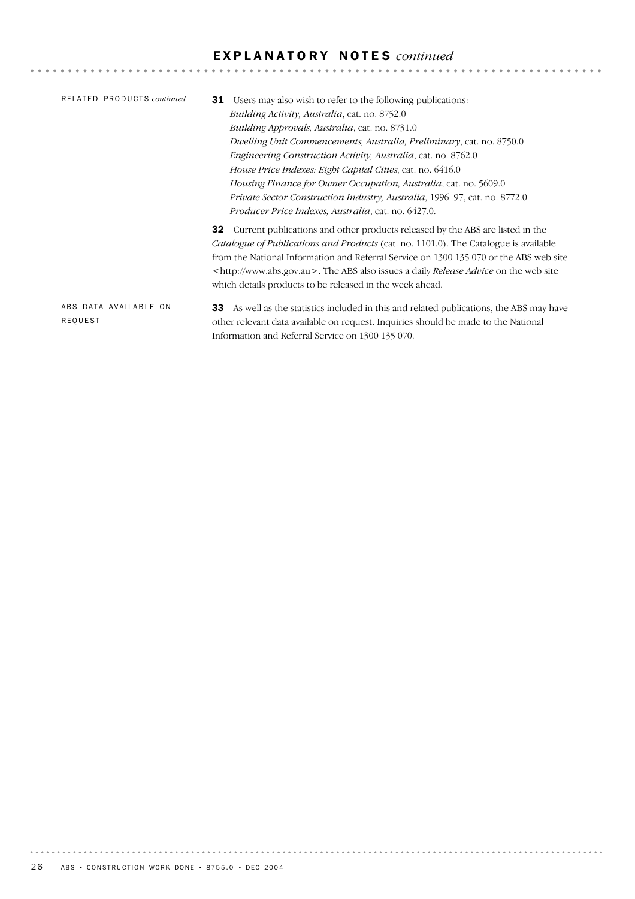## EXPLANATORY NOTES *continued*

### RELATED PRODUCTS *continued*

**31** Users may also wish to refer to the following publications:

*Building Activity, Australia*, cat. no. 8752.0
*Building Approvals, Australia*, cat. no. 8731.0
*Dwelling Unit Commencements, Australia, Preliminary*, cat. no. 8750.0
*Engineering Construction Activity, Australia*, cat. no. 8762.0
*House Price Indexes: Eight Capital Cities*, cat. no. 6416.0
*Housing Finance for Owner Occupation, Australia*, cat. no. 5609.0
*Private Sector Construction Industry, Australia*, 1996–97, cat. no. 8772.0
*Producer Price Indexes, Australia*, cat. no. 6427.0.

**32** Current publications and other products released by the ABS are listed in the *Catalogue of Publications and Products* (cat. no. 1101.0). The Catalogue is available from the National Information and Referral Service on 1300 135 070 or the ABS web site <http://www.abs.gov.au>. The ABS also issues a daily *Release Advice* on the web site which details products to be released in the week ahead.

### ABS DATA AVAILABLE ON REQUEST

**33** As well as the statistics included in this and related publications, the ABS may have other relevant data available on request. Inquiries should be made to the National Information and Referral Service on 1300 135 070.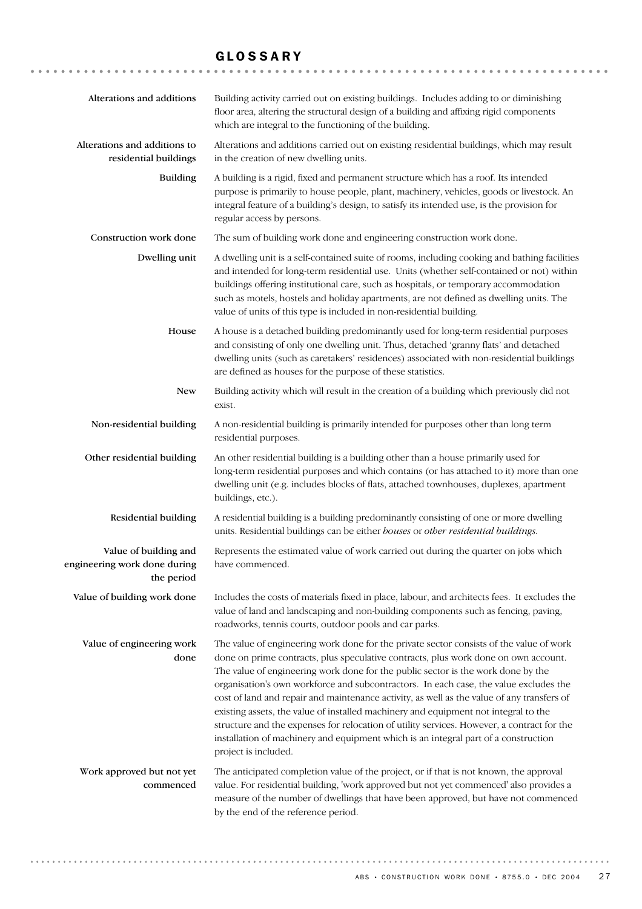# GLOSSARY

**Alterations and additions**
Building activity carried out on existing buildings. Includes adding to or diminishing floor area, altering the structural design of a building and affixing rigid components which are integral to the functioning of the building.

**Alterations and additions to residential buildings**
Alterations and additions carried out on existing residential buildings, which may result in the creation of new dwelling units.

**Building**
A building is a rigid, fixed and permanent structure which has a roof. Its intended purpose is primarily to house people, plant, machinery, vehicles, goods or livestock. An integral feature of a building's design, to satisfy its intended use, is the provision for regular access by persons.

**Construction work done**
The sum of building work done and engineering construction work done.

**Dwelling unit**
A dwelling unit is a self-contained suite of rooms, including cooking and bathing facilities and intended for long-term residential use. Units (whether self-contained or not) within buildings offering institutional care, such as hospitals, or temporary accommodation such as motels, hostels and holiday apartments, are not defined as dwelling units. The value of units of this type is included in non-residential building.

**House**
A house is a detached building predominantly used for long-term residential purposes and consisting of only one dwelling unit. Thus, detached 'granny flats' and detached dwelling units (such as caretakers' residences) associated with non-residential buildings are defined as houses for the purpose of these statistics.

**New**
Building activity which will result in the creation of a building which previously did not exist.

**Non-residential building**
A non-residential building is primarily intended for purposes other than long term residential purposes.

**Other residential building**
An other residential building is a building other than a house primarily used for long-term residential purposes and which contains (or has attached to it) more than one dwelling unit (e.g. includes blocks of flats, attached townhouses, duplexes, apartment buildings, etc.).

**Residential building**
A residential building is a building predominantly consisting of one or more dwelling units. Residential buildings can be either *houses* or *other residential buildings*.

**Value of building and engineering work done during the period**
Represents the estimated value of work carried out during the quarter on jobs which have commenced.

**Value of building work done**
Includes the costs of materials fixed in place, labour, and architects fees. It excludes the value of land and landscaping and non-building components such as fencing, paving, roadworks, tennis courts, outdoor pools and car parks.

**Value of engineering work done**
The value of engineering work done for the private sector consists of the value of work done on prime contracts, plus speculative contracts, plus work done on own account. The value of engineering work done for the public sector is the work done by the organisation's own workforce and subcontractors. In each case, the value excludes the cost of land and repair and maintenance activity, as well as the value of any transfers of existing assets, the value of installed machinery and equipment not integral to the structure and the expenses for relocation of utility services. However, a contract for the installation of machinery and equipment which is an integral part of a construction project is included.

**Work approved but not yet commenced**
The anticipated completion value of the project, or if that is not known, the approval value. For residential building, 'work approved but not yet commenced' also provides a measure of the number of dwellings that have been approved, but have not commenced by the end of the reference period.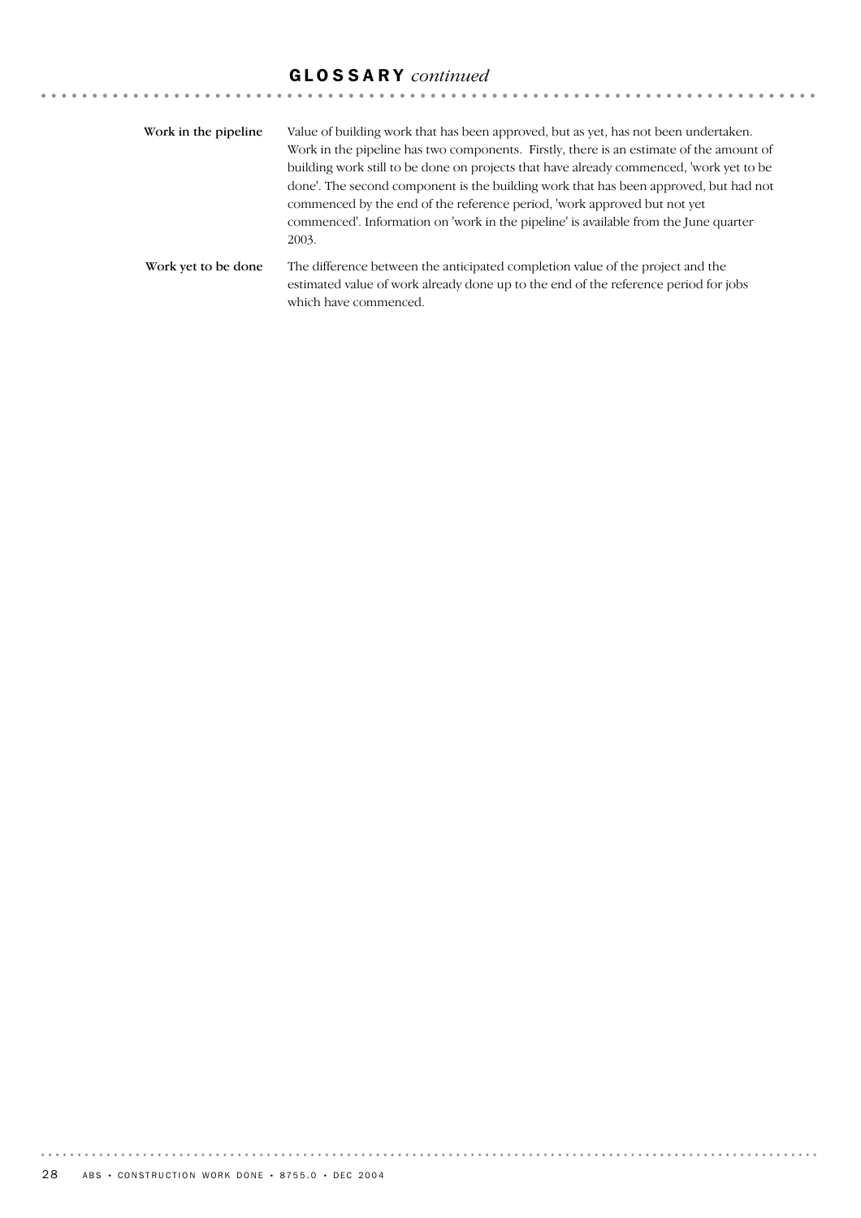## GLOSSARY *continued*

**Work in the pipeline**

Value of building work that has been approved, but as yet, has not been undertaken. Work in the pipeline has two components. Firstly, there is an estimate of the amount of building work still to be done on projects that have already commenced, 'work yet to be done'. The second component is the building work that has been approved, but had not commenced by the end of the reference period, 'work approved but not yet commenced'. Information on 'work in the pipeline' is available from the June quarter 2003.

**Work yet to be done**

The difference between the anticipated completion value of the project and the estimated value of work already done up to the end of the reference period for jobs which have commenced.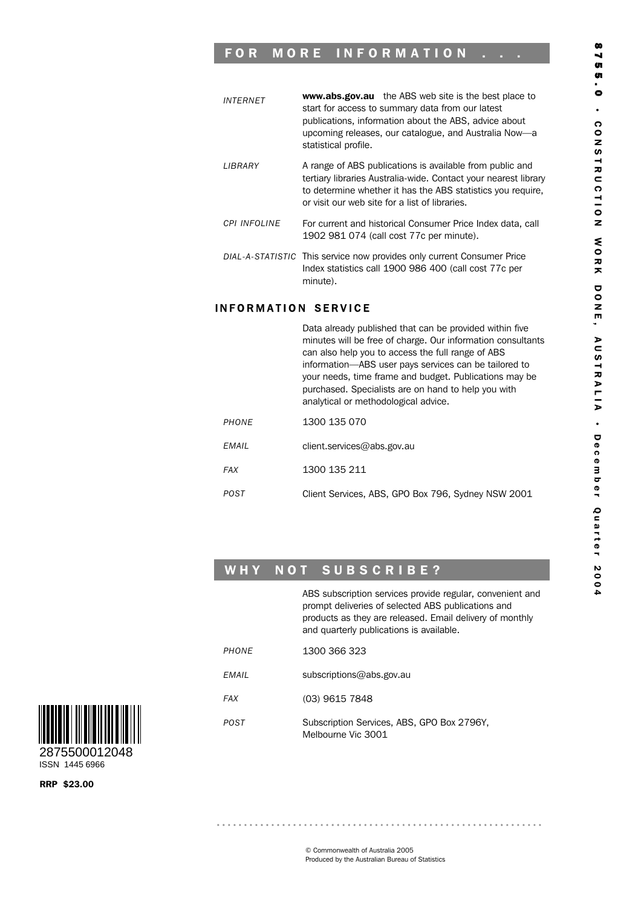## FOR MORE INFORMATION . . .

| | |
|---|---|
| *INTERNET* | **www.abs.gov.au** the ABS web site is the best place to start for access to summary data from our latest publications, information about the ABS, advice about upcoming releases, our catalogue, and Australia Now—a statistical profile. |
| *LIBRARY* | A range of ABS publications is available from public and tertiary libraries Australia-wide. Contact your nearest library to determine whether it has the ABS statistics you require, or visit our web site for a list of libraries. |
| *CPI INFOLINE* | For current and historical Consumer Price Index data, call 1902 981 074 (call cost 77c per minute). |
| *DIAL-A-STATISTIC* | This service now provides only current Consumer Price Index statistics call 1900 986 400 (call cost 77c per minute). |

### INFORMATION SERVICE

Data already published that can be provided within five minutes will be free of charge. Our information consultants can also help you to access the full range of ABS information—ABS user pays services can be tailored to your needs, time frame and budget. Publications may be purchased. Specialists are on hand to help you with analytical or methodological advice.

| | |
|---|---|
| *PHONE* | 1300 135 070 |
| *EMAIL* | client.services@abs.gov.au |
| *FAX* | 1300 135 211 |
| *POST* | Client Services, ABS, GPO Box 796, Sydney NSW 2001 |

## WHY NOT SUBSCRIBE?

ABS subscription services provide regular, convenient and prompt deliveries of selected ABS publications and products as they are released. Email delivery of monthly and quarterly publications is available.

| | |
|---|---|
| *PHONE* | 1300 366 323 |
| *EMAIL* | subscriptions@abs.gov.au |
| *FAX* | (03) 9615 7848 |
| *POST* | Subscription Services, ABS, GPO Box 2796Y, Melbourne Vic 3001 |

2875500012048

ISSN 1445 6966

**RRP $23.00**

© Commonwealth of Australia 2005
Produced by the Australian Bureau of Statistics